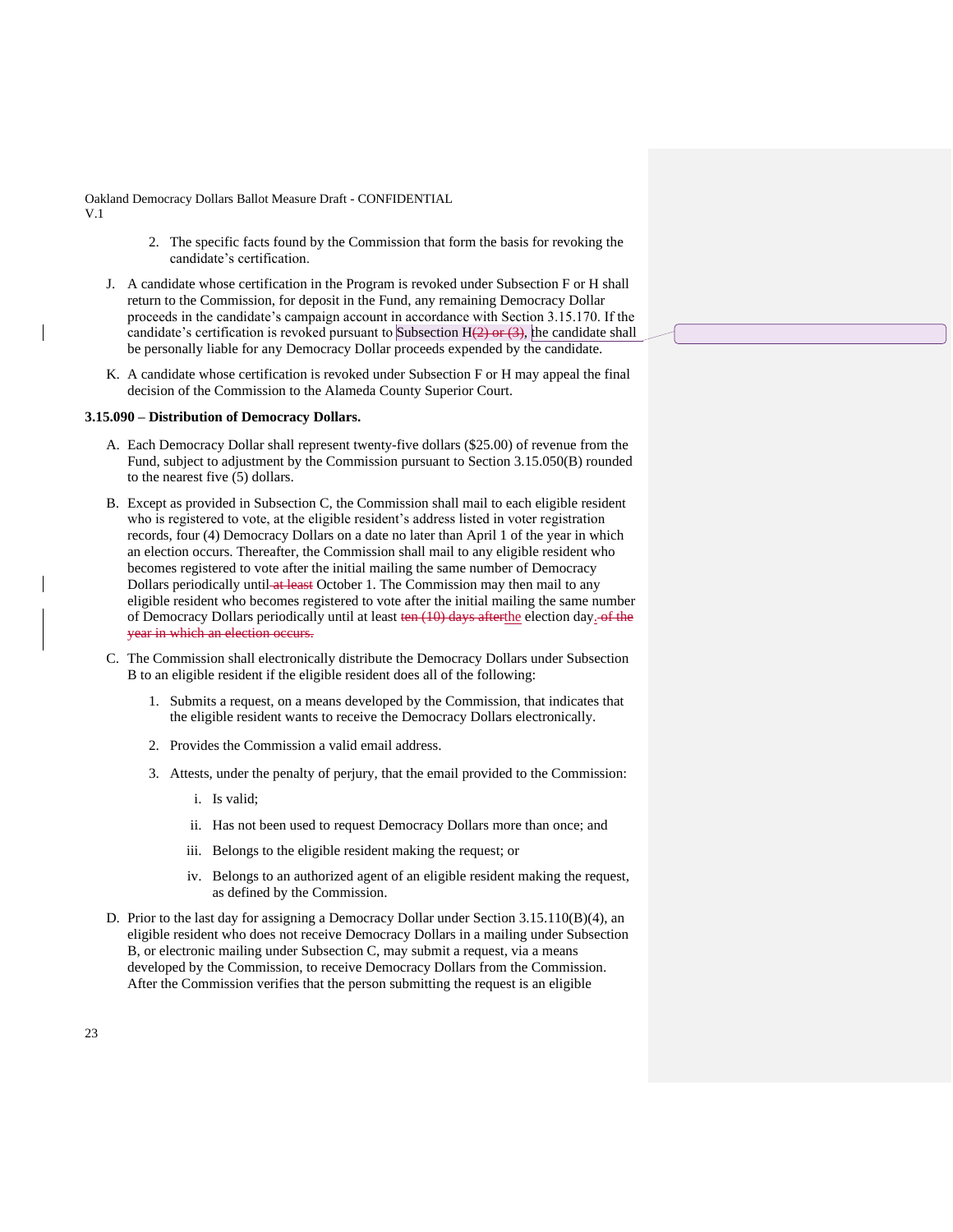2. The specific facts found by the Commission that form the basis for revoking the candidate's certification.

J. A candidate whose certification in the Program is revoked under Subsection F or H shall return to the Commission, for deposit in the Fund, any remaining Democracy Dollar proceeds in the candidate's campaign account in accordance with Section 3.15.170. If the candidate's certification is revoked pursuant to Subsection H~~(2) or (3)~~, the candidate shall be personally liable for any Democracy Dollar proceeds expended by the candidate.

K. A candidate whose certification is revoked under Subsection F or H may appeal the final decision of the Commission to the Alameda County Superior Court.

**3.15.090 – Distribution of Democracy Dollars.**

A. Each Democracy Dollar shall represent twenty-five dollars ($25.00) of revenue from the Fund, subject to adjustment by the Commission pursuant to Section 3.15.050(B) rounded to the nearest five (5) dollars.

B. Except as provided in Subsection C, the Commission shall mail to each eligible resident who is registered to vote, at the eligible resident's address listed in voter registration records, four (4) Democracy Dollars on a date no later than April 1 of the year in which an election occurs. Thereafter, the Commission shall mail to any eligible resident who becomes registered to vote after the initial mailing the same number of Democracy Dollars periodically until ~~at least~~ October 1. The Commission may then mail to any eligible resident who becomes registered to vote after the initial mailing the same number of Democracy Dollars periodically until at least ~~ten (10) days after~~the election day. ~~of the year in which an election occurs.~~

C. The Commission shall electronically distribute the Democracy Dollars under Subsection B to an eligible resident if the eligible resident does all of the following:

1. Submits a request, on a means developed by the Commission, that indicates that the eligible resident wants to receive the Democracy Dollars electronically.

2. Provides the Commission a valid email address.

3. Attests, under the penalty of perjury, that the email provided to the Commission:

   i. Is valid;

   ii. Has not been used to request Democracy Dollars more than once; and

   iii. Belongs to the eligible resident making the request; or

   iv. Belongs to an authorized agent of an eligible resident making the request, as defined by the Commission.

D. Prior to the last day for assigning a Democracy Dollar under Section 3.15.110(B)(4), an eligible resident who does not receive Democracy Dollars in a mailing under Subsection B, or electronic mailing under Subsection C, may submit a request, via a means developed by the Commission, to receive Democracy Dollars from the Commission. After the Commission verifies that the person submitting the request is an eligible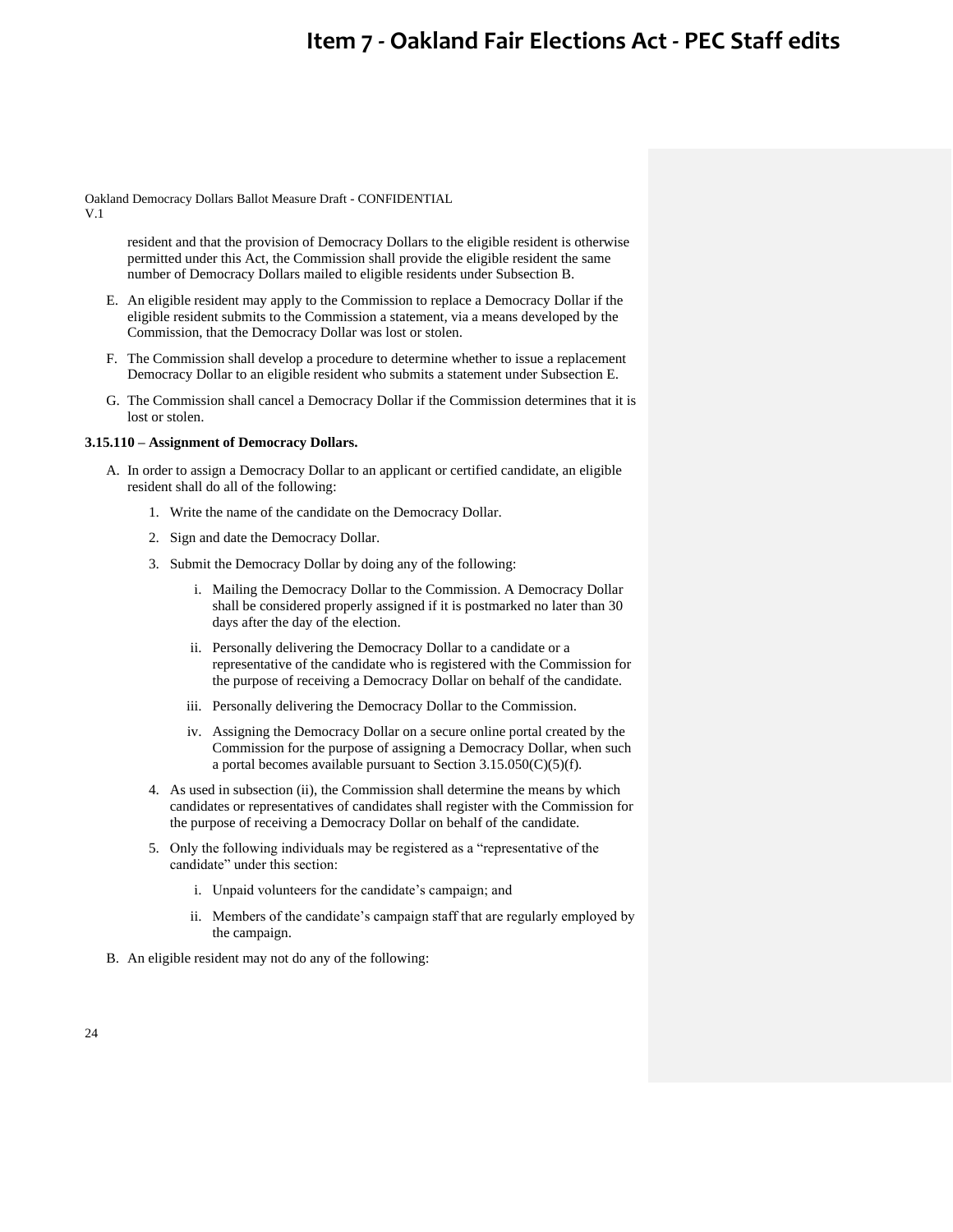resident and that the provision of Democracy Dollars to the eligible resident is otherwise permitted under this Act, the Commission shall provide the eligible resident the same number of Democracy Dollars mailed to eligible residents under Subsection B.

E. An eligible resident may apply to the Commission to replace a Democracy Dollar if the eligible resident submits to the Commission a statement, via a means developed by the Commission, that the Democracy Dollar was lost or stolen.

F. The Commission shall develop a procedure to determine whether to issue a replacement Democracy Dollar to an eligible resident who submits a statement under Subsection E.

G. The Commission shall cancel a Democracy Dollar if the Commission determines that it is lost or stolen.

**3.15.110 – Assignment of Democracy Dollars.**

A. In order to assign a Democracy Dollar to an applicant or certified candidate, an eligible resident shall do all of the following:

1. Write the name of the candidate on the Democracy Dollar.
2. Sign and date the Democracy Dollar.
3. Submit the Democracy Dollar by doing any of the following:
   i. Mailing the Democracy Dollar to the Commission. A Democracy Dollar shall be considered properly assigned if it is postmarked no later than 30 days after the day of the election.
   ii. Personally delivering the Democracy Dollar to a candidate or a representative of the candidate who is registered with the Commission for the purpose of receiving a Democracy Dollar on behalf of the candidate.
   iii. Personally delivering the Democracy Dollar to the Commission.
   iv. Assigning the Democracy Dollar on a secure online portal created by the Commission for the purpose of assigning a Democracy Dollar, when such a portal becomes available pursuant to Section 3.15.050(C)(5)(f).
4. As used in subsection (ii), the Commission shall determine the means by which candidates or representatives of candidates shall register with the Commission for the purpose of receiving a Democracy Dollar on behalf of the candidate.
5. Only the following individuals may be registered as a "representative of the candidate" under this section:
   i. Unpaid volunteers for the candidate's campaign; and
   ii. Members of the candidate's campaign staff that are regularly employed by the campaign.

B. An eligible resident may not do any of the following: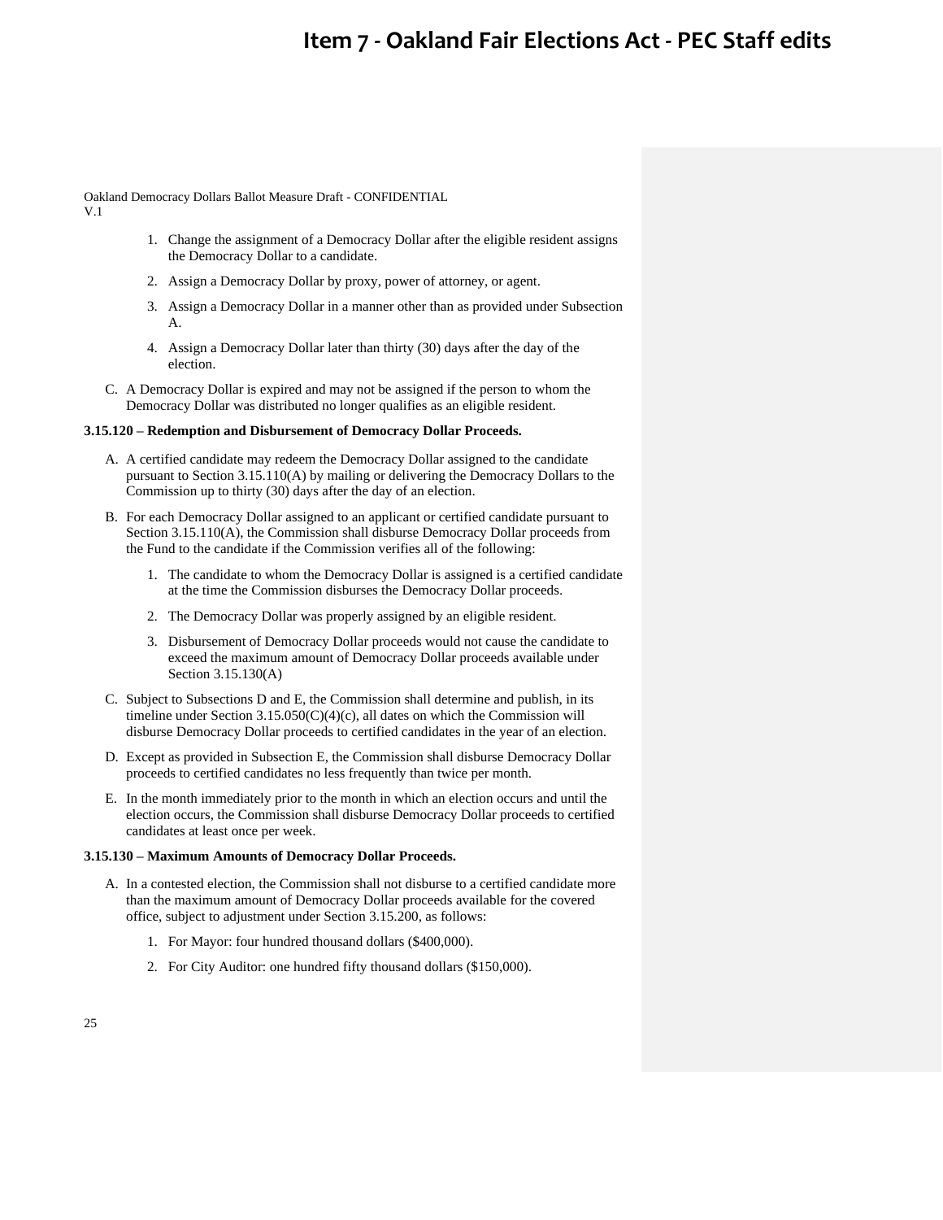1. Change the assignment of a Democracy Dollar after the eligible resident assigns the Democracy Dollar to a candidate.

2. Assign a Democracy Dollar by proxy, power of attorney, or agent.

3. Assign a Democracy Dollar in a manner other than as provided under Subsection A.

4. Assign a Democracy Dollar later than thirty (30) days after the day of the election.

C. A Democracy Dollar is expired and may not be assigned if the person to whom the Democracy Dollar was distributed no longer qualifies as an eligible resident.

**3.15.120 – Redemption and Disbursement of Democracy Dollar Proceeds.**

A. A certified candidate may redeem the Democracy Dollar assigned to the candidate pursuant to Section 3.15.110(A) by mailing or delivering the Democracy Dollars to the Commission up to thirty (30) days after the day of an election.

B. For each Democracy Dollar assigned to an applicant or certified candidate pursuant to Section 3.15.110(A), the Commission shall disburse Democracy Dollar proceeds from the Fund to the candidate if the Commission verifies all of the following:

1. The candidate to whom the Democracy Dollar is assigned is a certified candidate at the time the Commission disburses the Democracy Dollar proceeds.

2. The Democracy Dollar was properly assigned by an eligible resident.

3. Disbursement of Democracy Dollar proceeds would not cause the candidate to exceed the maximum amount of Democracy Dollar proceeds available under Section 3.15.130(A)

C. Subject to Subsections D and E, the Commission shall determine and publish, in its timeline under Section 3.15.050(C)(4)(c), all dates on which the Commission will disburse Democracy Dollar proceeds to certified candidates in the year of an election.

D. Except as provided in Subsection E, the Commission shall disburse Democracy Dollar proceeds to certified candidates no less frequently than twice per month.

E. In the month immediately prior to the month in which an election occurs and until the election occurs, the Commission shall disburse Democracy Dollar proceeds to certified candidates at least once per week.

**3.15.130 – Maximum Amounts of Democracy Dollar Proceeds.**

A. In a contested election, the Commission shall not disburse to a certified candidate more than the maximum amount of Democracy Dollar proceeds available for the covered office, subject to adjustment under Section 3.15.200, as follows:

1. For Mayor: four hundred thousand dollars ($400,000).

2. For City Auditor: one hundred fifty thousand dollars ($150,000).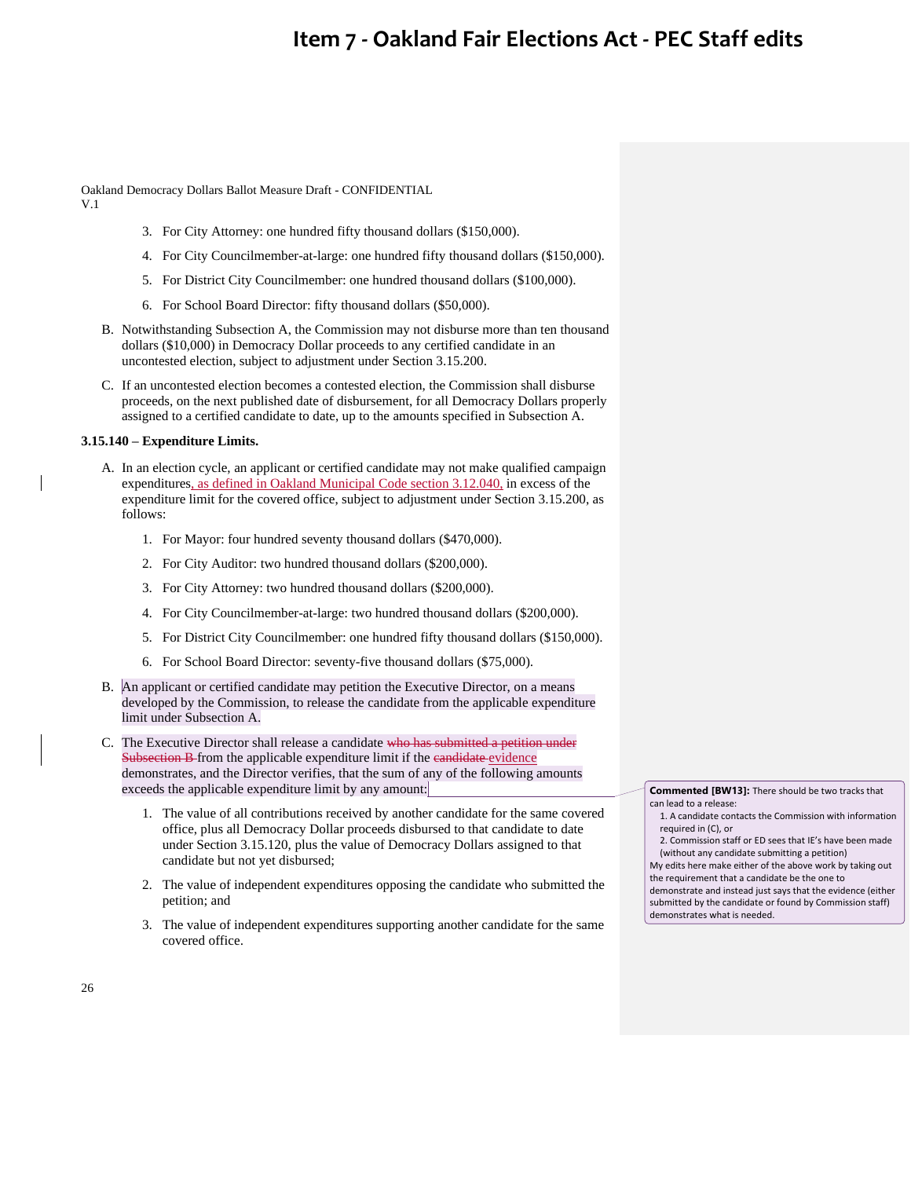3. For City Attorney: one hundred fifty thousand dollars ($150,000).
4. For City Councilmember-at-large: one hundred fifty thousand dollars ($150,000).
5. For District City Councilmember: one hundred thousand dollars ($100,000).
6. For School Board Director: fifty thousand dollars ($50,000).

B. Notwithstanding Subsection A, the Commission may not disburse more than ten thousand dollars ($10,000) in Democracy Dollar proceeds to any certified candidate in an uncontested election, subject to adjustment under Section 3.15.200.

C. If an uncontested election becomes a contested election, the Commission shall disburse proceeds, on the next published date of disbursement, for all Democracy Dollars properly assigned to a certified candidate to date, up to the amounts specified in Subsection A.

**3.15.140 – Expenditure Limits.**

A. In an election cycle, an applicant or certified candidate may not make qualified campaign expenditures, as defined in Oakland Municipal Code section 3.12.040, in excess of the expenditure limit for the covered office, subject to adjustment under Section 3.15.200, as follows:

1. For Mayor: four hundred seventy thousand dollars ($470,000).
2. For City Auditor: two hundred thousand dollars ($200,000).
3. For City Attorney: two hundred thousand dollars ($200,000).
4. For City Councilmember-at-large: two hundred thousand dollars ($200,000).
5. For District City Councilmember: one hundred fifty thousand dollars ($150,000).
6. For School Board Director: seventy-five thousand dollars ($75,000).

B. An applicant or certified candidate may petition the Executive Director, on a means developed by the Commission, to release the candidate from the applicable expenditure limit under Subsection A.

C. The Executive Director shall release a candidate ~~who has submitted a petition under Subsection B~~ from the applicable expenditure limit if the ~~candidate~~ evidence demonstrates, and the Director verifies, that the sum of any of the following amounts exceeds the applicable expenditure limit by any amount:

1. The value of all contributions received by another candidate for the same covered office, plus all Democracy Dollar proceeds disbursed to that candidate to date under Section 3.15.120, plus the value of Democracy Dollars assigned to that candidate but not yet disbursed;
2. The value of independent expenditures opposing the candidate who submitted the petition; and
3. The value of independent expenditures supporting another candidate for the same covered office.

**Commented [BW13]:** There should be two tracks that can lead to a release:
1. A candidate contacts the Commission with information required in (C), or
2. Commission staff or ED sees that IE's have been made (without any candidate submitting a petition)

My edits here make either of the above work by taking out the requirement that a candidate be the one to demonstrate and instead just says that the evidence (either submitted by the candidate or found by Commission staff) demonstrates what is needed.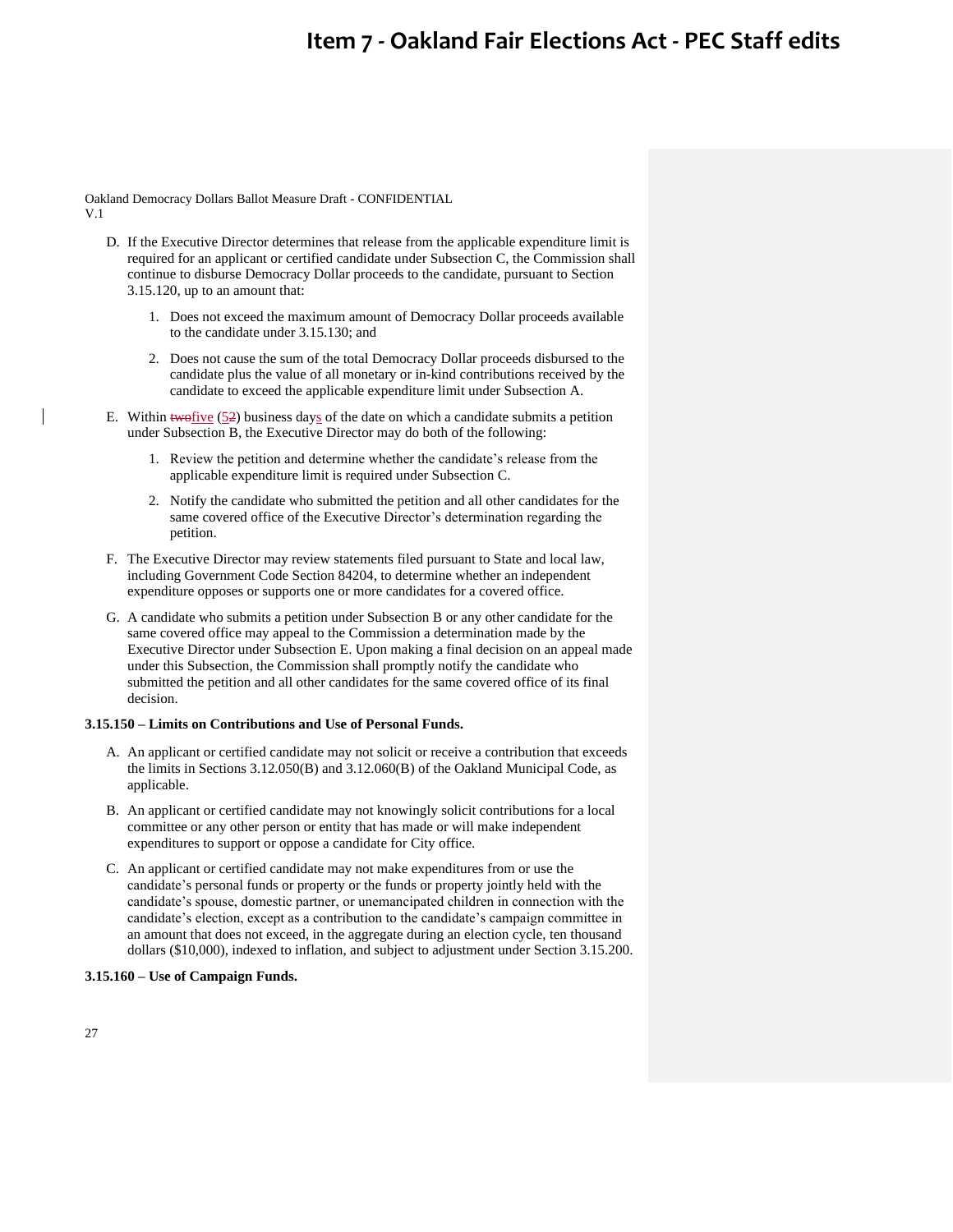D. If the Executive Director determines that release from the applicable expenditure limit is required for an applicant or certified candidate under Subsection C, the Commission shall continue to disburse Democracy Dollar proceeds to the candidate, pursuant to Section 3.15.120, up to an amount that:

   1. Does not exceed the maximum amount of Democracy Dollar proceeds available to the candidate under 3.15.130; and

   2. Does not cause the sum of the total Democracy Dollar proceeds disbursed to the candidate plus the value of all monetary or in-kind contributions received by the candidate to exceed the applicable expenditure limit under Subsection A.

E. Within ~~two~~five (~~2~~5) business days of the date on which a candidate submits a petition under Subsection B, the Executive Director may do both of the following:

   1. Review the petition and determine whether the candidate's release from the applicable expenditure limit is required under Subsection C.

   2. Notify the candidate who submitted the petition and all other candidates for the same covered office of the Executive Director's determination regarding the petition.

F. The Executive Director may review statements filed pursuant to State and local law, including Government Code Section 84204, to determine whether an independent expenditure opposes or supports one or more candidates for a covered office.

G. A candidate who submits a petition under Subsection B or any other candidate for the same covered office may appeal to the Commission a determination made by the Executive Director under Subsection E. Upon making a final decision on an appeal made under this Subsection, the Commission shall promptly notify the candidate who submitted the petition and all other candidates for the same covered office of its final decision.

**3.15.150 – Limits on Contributions and Use of Personal Funds.**

A. An applicant or certified candidate may not solicit or receive a contribution that exceeds the limits in Sections 3.12.050(B) and 3.12.060(B) of the Oakland Municipal Code, as applicable.

B. An applicant or certified candidate may not knowingly solicit contributions for a local committee or any other person or entity that has made or will make independent expenditures to support or oppose a candidate for City office.

C. An applicant or certified candidate may not make expenditures from or use the candidate's personal funds or property or the funds or property jointly held with the candidate's spouse, domestic partner, or unemancipated children in connection with the candidate's election, except as a contribution to the candidate's campaign committee in an amount that does not exceed, in the aggregate during an election cycle, ten thousand dollars ($10,000), indexed to inflation, and subject to adjustment under Section 3.15.200.

**3.15.160 – Use of Campaign Funds.**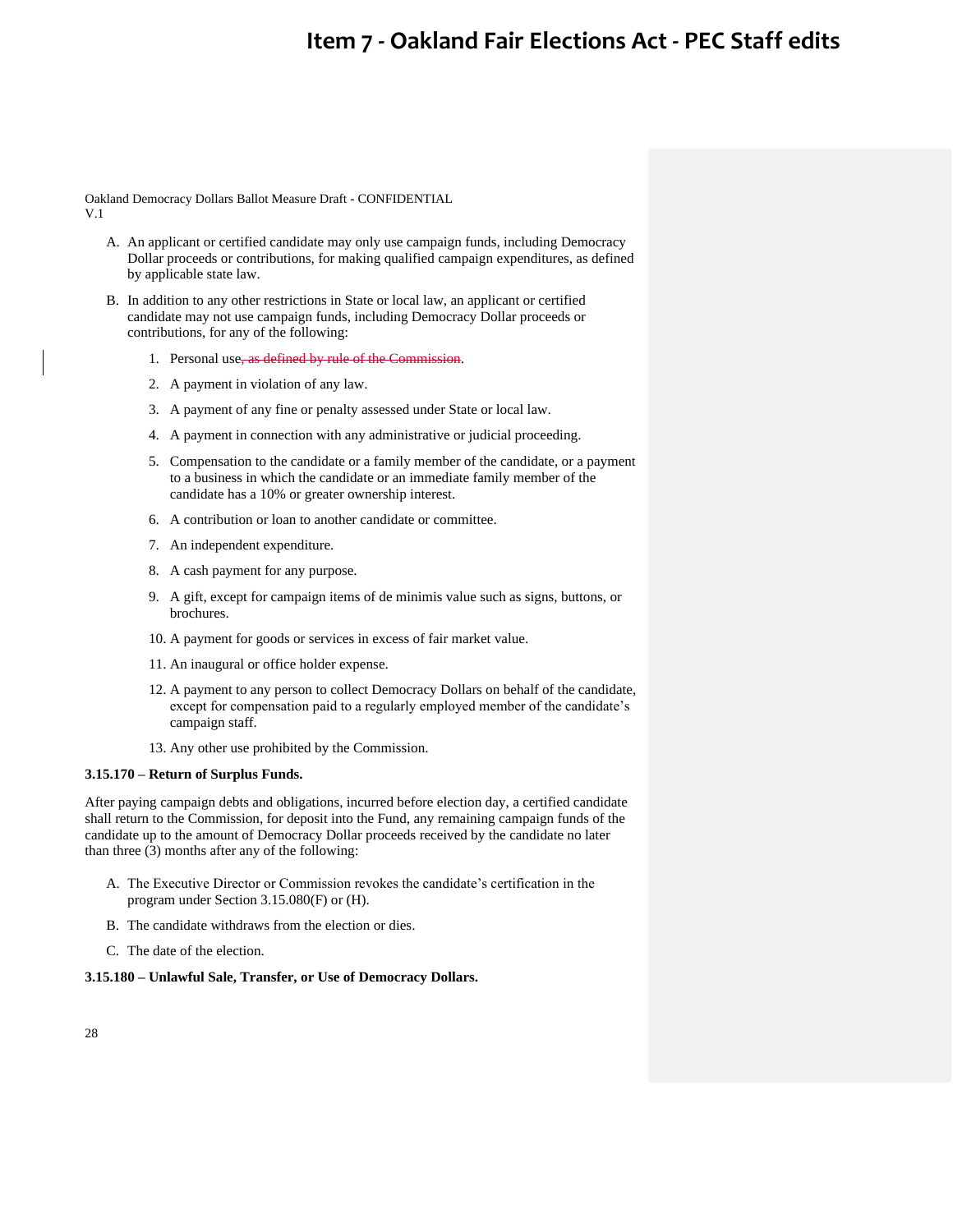Oakland Democracy Dollars Ballot Measure Draft - CONFIDENTIAL
V.1

A. An applicant or certified candidate may only use campaign funds, including Democracy Dollar proceeds or contributions, for making qualified campaign expenditures, as defined by applicable state law.

B. In addition to any other restrictions in State or local law, an applicant or certified candidate may not use campaign funds, including Democracy Dollar proceeds or contributions, for any of the following:

   1. Personal use~~, as defined by rule of the Commission~~.
   2. A payment in violation of any law.
   3. A payment of any fine or penalty assessed under State or local law.
   4. A payment in connection with any administrative or judicial proceeding.
   5. Compensation to the candidate or a family member of the candidate, or a payment to a business in which the candidate or an immediate family member of the candidate has a 10% or greater ownership interest.
   6. A contribution or loan to another candidate or committee.
   7. An independent expenditure.
   8. A cash payment for any purpose.
   9. A gift, except for campaign items of de minimis value such as signs, buttons, or brochures.
   10. A payment for goods or services in excess of fair market value.
   11. An inaugural or office holder expense.
   12. A payment to any person to collect Democracy Dollars on behalf of the candidate, except for compensation paid to a regularly employed member of the candidate's campaign staff.
   13. Any other use prohibited by the Commission.

**3.15.170 – Return of Surplus Funds.**

After paying campaign debts and obligations, incurred before election day, a certified candidate shall return to the Commission, for deposit into the Fund, any remaining campaign funds of the candidate up to the amount of Democracy Dollar proceeds received by the candidate no later than three (3) months after any of the following:

A. The Executive Director or Commission revokes the candidate's certification in the program under Section 3.15.080(F) or (H).

B. The candidate withdraws from the election or dies.

C. The date of the election.

**3.15.180 – Unlawful Sale, Transfer, or Use of Democracy Dollars.**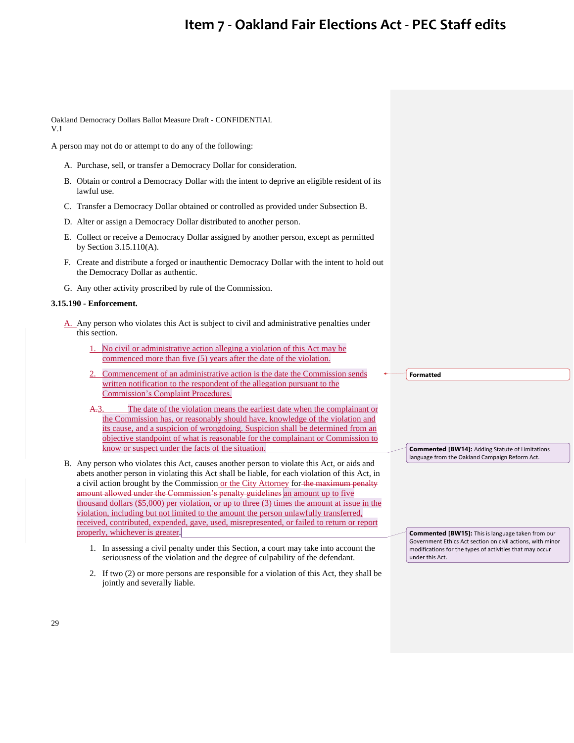# Item 7 - Oakland Fair Elections Act - PEC Staff edits

Oakland Democracy Dollars Ballot Measure Draft - CONFIDENTIAL
V.1

A person may not do or attempt to do any of the following:

A. Purchase, sell, or transfer a Democracy Dollar for consideration.

B. Obtain or control a Democracy Dollar with the intent to deprive an eligible resident of its lawful use.

C. Transfer a Democracy Dollar obtained or controlled as provided under Subsection B.

D. Alter or assign a Democracy Dollar distributed to another person.

E. Collect or receive a Democracy Dollar assigned by another person, except as permitted by Section 3.15.110(A).

F. Create and distribute a forged or inauthentic Democracy Dollar with the intent to hold out the Democracy Dollar as authentic.

G. Any other activity proscribed by rule of the Commission.

**3.15.190 - Enforcement.**

A. Any person who violates this Act is subject to civil and administrative penalties under this section.

1. No civil or administrative action alleging a violation of this Act may be commenced more than five (5) years after the date of the violation.

2. Commencement of an administrative action is the date the Commission sends written notification to the respondent of the allegation pursuant to the Commission's Complaint Procedures.

~~A.~~3. The date of the violation means the earliest date when the complainant or the Commission has, or reasonably should have, knowledge of the violation and its cause, and a suspicion of wrongdoing. Suspicion shall be determined from an objective standpoint of what is reasonable for the complainant or Commission to know or suspect under the facts of the situation.

B. Any person who violates this Act, causes another person to violate this Act, or aids and abets another person in violating this Act shall be liable, for each violation of this Act, in a civil action brought by the Commission or the City Attorney for ~~the maximum penalty amount allowed under the Commission's penalty guidelines~~ an amount up to five thousand dollars ($5,000) per violation, or up to three (3) times the amount at issue in the violation, including but not limited to the amount the person unlawfully transferred, received, contributed, expended, gave, used, misrepresented, or failed to return or report properly, whichever is greater.

1. In assessing a civil penalty under this Section, a court may take into account the seriousness of the violation and the degree of culpability of the defendant.

2. If two (2) or more persons are responsible for a violation of this Act, they shall be jointly and severally liable.

Formatted

**Commented [BW14]:** Adding Statute of Limitations language from the Oakland Campaign Reform Act.

**Commented [BW15]:** This is language taken from our Government Ethics Act section on civil actions, with minor modifications for the types of activities that may occur under this Act.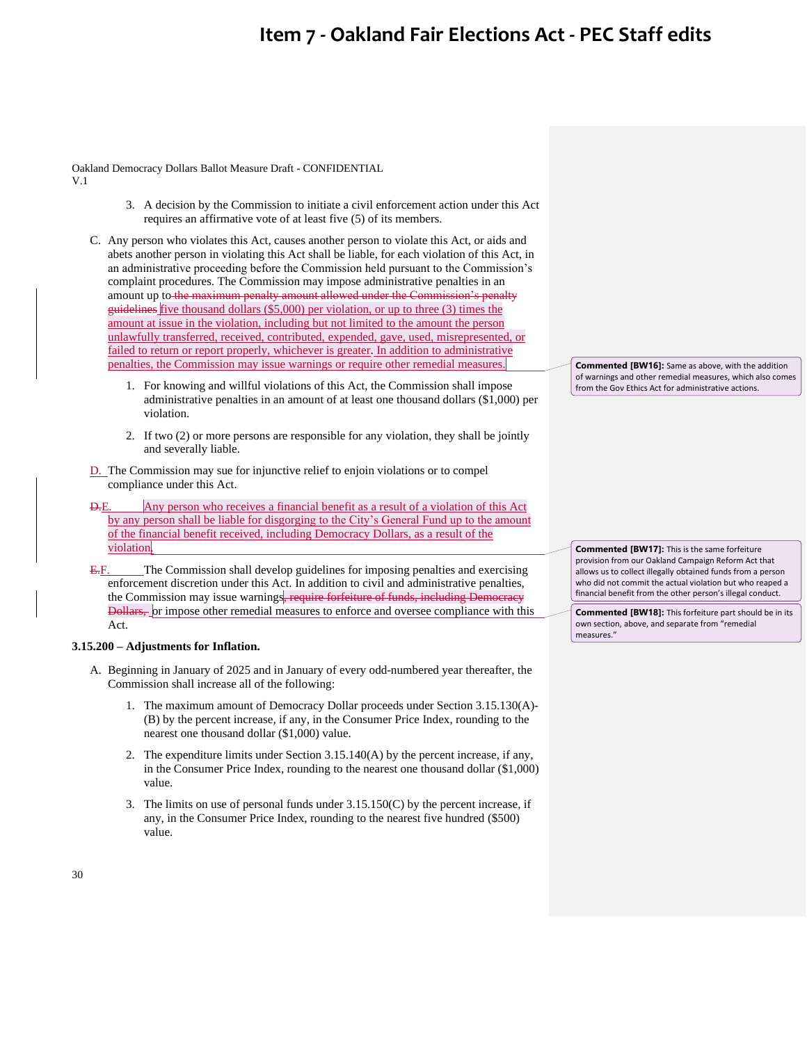Oakland Democracy Dollars Ballot Measure Draft - CONFIDENTIAL
V.1

3. A decision by the Commission to initiate a civil enforcement action under this Act requires an affirmative vote of at least five (5) of its members.

C. Any person who violates this Act, causes another person to violate this Act, or aids and abets another person in violating this Act shall be liable, for each violation of this Act, in an administrative proceeding before the Commission held pursuant to the Commission's complaint procedures. The Commission may impose administrative penalties in an amount up to ~~the maximum penalty amount allowed under the Commission's penalty guidelines~~ five thousand dollars ($5,000) per violation, or up to three (3) times the amount at issue in the violation, including but not limited to the amount the person unlawfully transferred, received, contributed, expended, gave, used, misrepresented, or failed to return or report properly, whichever is greater. In addition to administrative penalties, the Commission may issue warnings or require other remedial measures.

   1. For knowing and willful violations of this Act, the Commission shall impose administrative penalties in an amount of at least one thousand dollars ($1,000) per violation.

   2. If two (2) or more persons are responsible for any violation, they shall be jointly and severally liable.

D. The Commission may sue for injunctive relief to enjoin violations or to compel compliance under this Act.

~~D.~~E. Any person who receives a financial benefit as a result of a violation of this Act by any person shall be liable for disgorging to the City's General Fund up to the amount of the financial benefit received, including Democracy Dollars, as a result of the violation.

~~E.~~F. The Commission shall develop guidelines for imposing penalties and exercising enforcement discretion under this Act. In addition to civil and administrative penalties, the Commission may issue warnings~~, require forfeiture of funds, including Democracy Dollars,~~ or impose other remedial measures to enforce and oversee compliance with this Act.

**Commented [BW16]:** Same as above, with the addition of warnings and other remedial measures, which also comes from the Gov Ethics Act for administrative actions.

**Commented [BW17]:** This is the same forfeiture provision from our Oakland Campaign Reform Act that allows us to collect illegally obtained funds from a person who did not commit the actual violation but who reaped a financial benefit from the other person's illegal conduct.

**Commented [BW18]:** This forfeiture part should be in its own section, above, and separate from "remedial measures."

**3.15.200 – Adjustments for Inflation.**

A. Beginning in January of 2025 and in January of every odd-numbered year thereafter, the Commission shall increase all of the following:

   1. The maximum amount of Democracy Dollar proceeds under Section 3.15.130(A)-(B) by the percent increase, if any, in the Consumer Price Index, rounding to the nearest one thousand dollar ($1,000) value.

   2. The expenditure limits under Section 3.15.140(A) by the percent increase, if any, in the Consumer Price Index, rounding to the nearest one thousand dollar ($1,000) value.

   3. The limits on use of personal funds under 3.15.150(C) by the percent increase, if any, in the Consumer Price Index, rounding to the nearest five hundred ($500) value.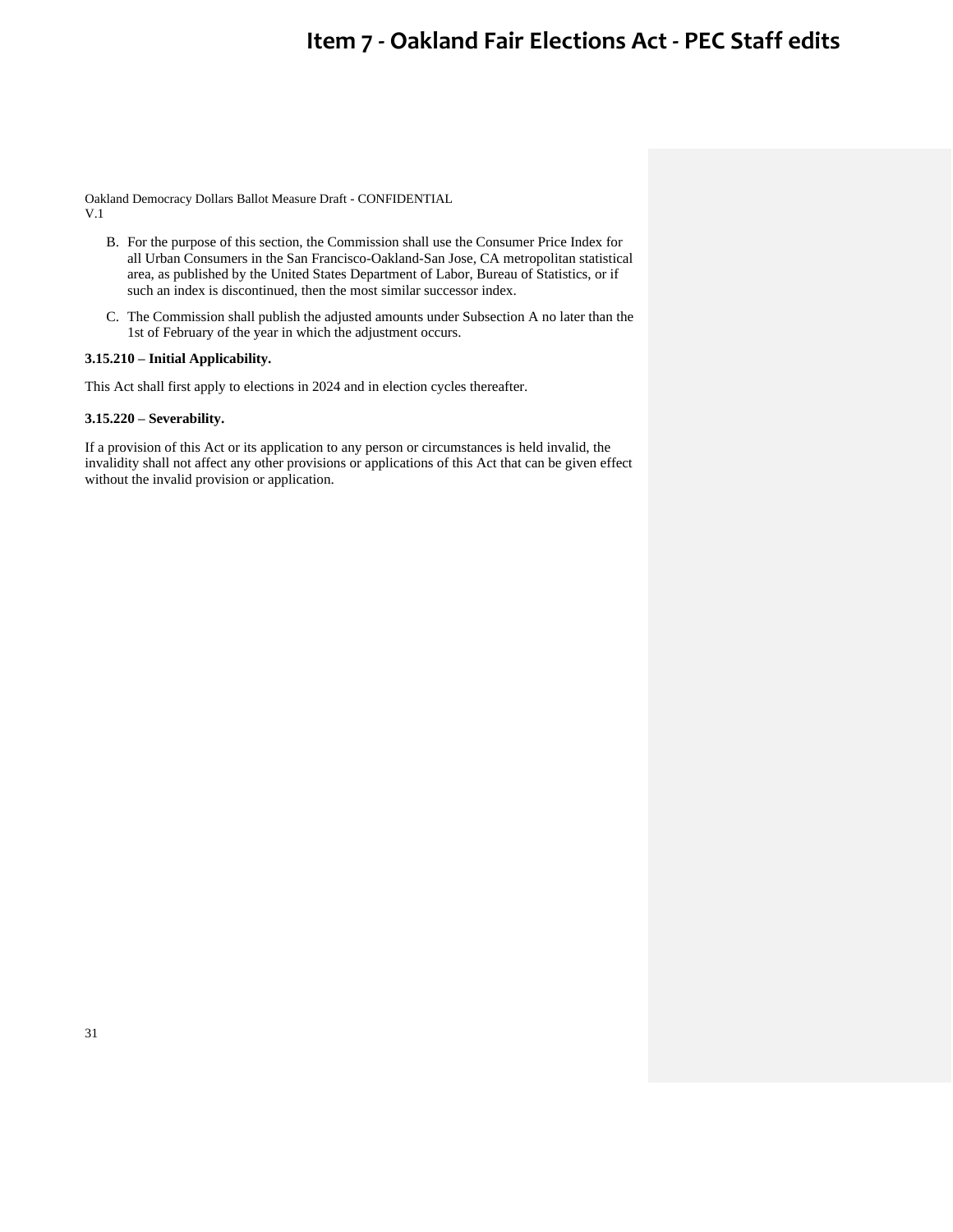B. For the purpose of this section, the Commission shall use the Consumer Price Index for all Urban Consumers in the San Francisco-Oakland-San Jose, CA metropolitan statistical area, as published by the United States Department of Labor, Bureau of Statistics, or if such an index is discontinued, then the most similar successor index.

C. The Commission shall publish the adjusted amounts under Subsection A no later than the 1st of February of the year in which the adjustment occurs.

**3.15.210 – Initial Applicability.**

This Act shall first apply to elections in 2024 and in election cycles thereafter.

**3.15.220 – Severability.**

If a provision of this Act or its application to any person or circumstances is held invalid, the invalidity shall not affect any other provisions or applications of this Act that can be given effect without the invalid provision or application.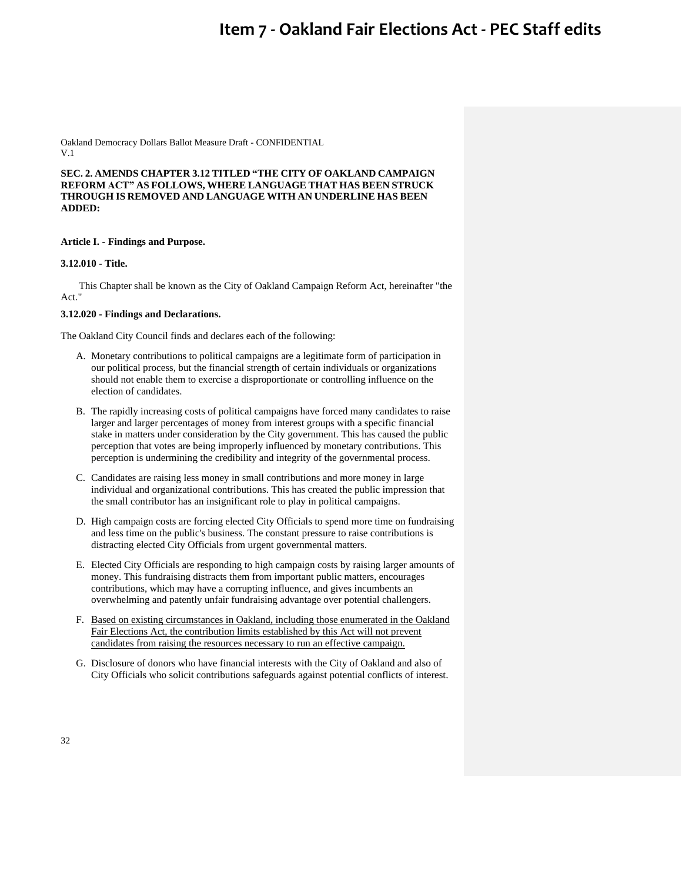# Item 7 - Oakland Fair Elections Act - PEC Staff edits

Oakland Democracy Dollars Ballot Measure Draft - CONFIDENTIAL
V.1

**SEC. 2. AMENDS CHAPTER 3.12 TITLED "THE CITY OF OAKLAND CAMPAIGN REFORM ACT" AS FOLLOWS, WHERE LANGUAGE THAT HAS BEEN STRUCK THROUGH IS REMOVED AND LANGUAGE WITH AN UNDERLINE HAS BEEN ADDED:**

**Article I. - Findings and Purpose.**

**3.12.010 - Title.**

This Chapter shall be known as the City of Oakland Campaign Reform Act, hereinafter "the Act."

**3.12.020 - Findings and Declarations.**

The Oakland City Council finds and declares each of the following:

A. Monetary contributions to political campaigns are a legitimate form of participation in our political process, but the financial strength of certain individuals or organizations should not enable them to exercise a disproportionate or controlling influence on the election of candidates.

B. The rapidly increasing costs of political campaigns have forced many candidates to raise larger and larger percentages of money from interest groups with a specific financial stake in matters under consideration by the City government. This has caused the public perception that votes are being improperly influenced by monetary contributions. This perception is undermining the credibility and integrity of the governmental process.

C. Candidates are raising less money in small contributions and more money in large individual and organizational contributions. This has created the public impression that the small contributor has an insignificant role to play in political campaigns.

D. High campaign costs are forcing elected City Officials to spend more time on fundraising and less time on the public's business. The constant pressure to raise contributions is distracting elected City Officials from urgent governmental matters.

E. Elected City Officials are responding to high campaign costs by raising larger amounts of money. This fundraising distracts them from important public matters, encourages contributions, which may have a corrupting influence, and gives incumbents an overwhelming and patently unfair fundraising advantage over potential challengers.

F. <u>Based on existing circumstances in Oakland, including those enumerated in the Oakland Fair Elections Act, the contribution limits established by this Act will not prevent candidates from raising the resources necessary to run an effective campaign.</u>

G. Disclosure of donors who have financial interests with the City of Oakland and also of City Officials who solicit contributions safeguards against potential conflicts of interest.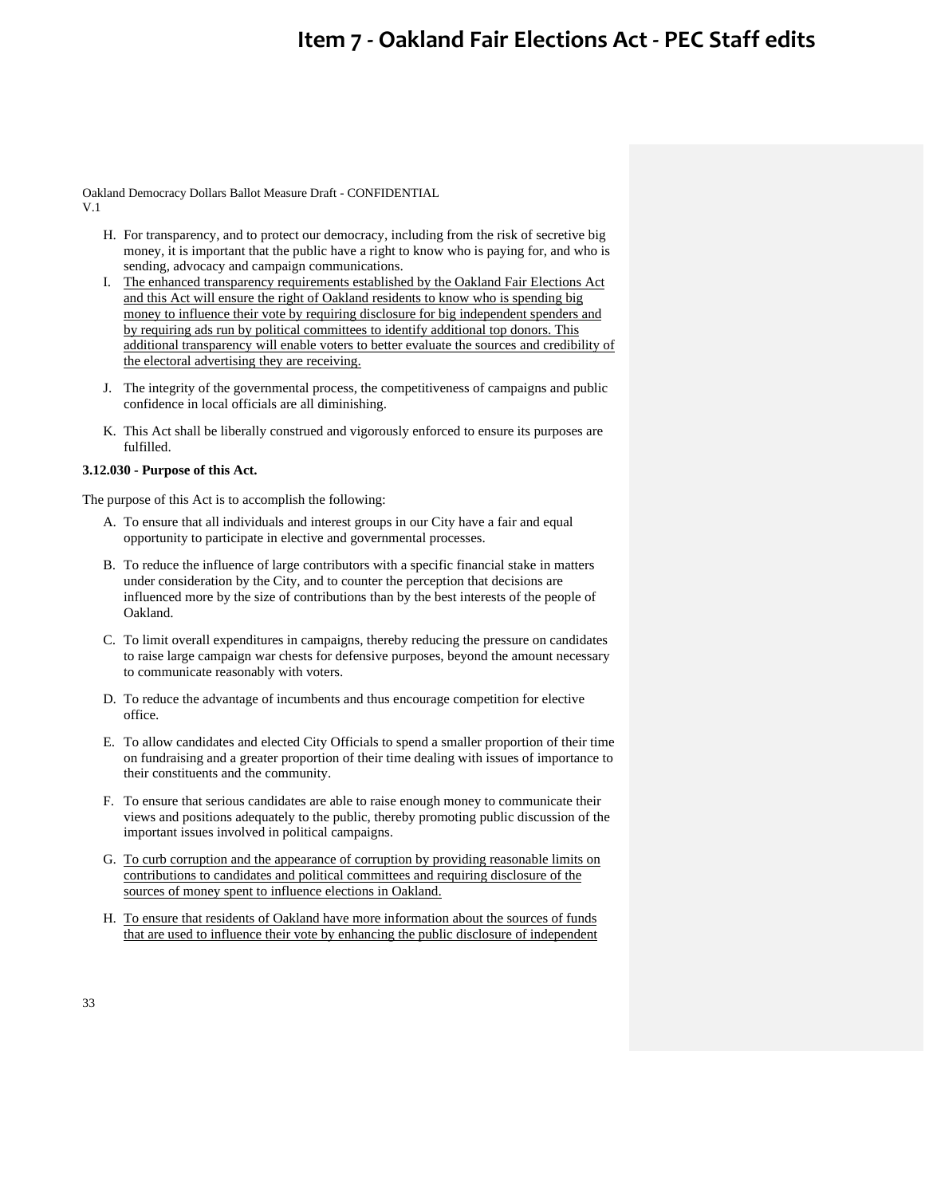Oakland Democracy Dollars Ballot Measure Draft - CONFIDENTIAL
V.1

H. For transparency, and to protect our democracy, including from the risk of secretive big money, it is important that the public have a right to know who is paying for, and who is sending, advocacy and campaign communications.

I. The enhanced transparency requirements established by the Oakland Fair Elections Act and this Act will ensure the right of Oakland residents to know who is spending big money to influence their vote by requiring disclosure for big independent spenders and by requiring ads run by political committees to identify additional top donors. This additional transparency will enable voters to better evaluate the sources and credibility of the electoral advertising they are receiving.

J. The integrity of the governmental process, the competitiveness of campaigns and public confidence in local officials are all diminishing.

K. This Act shall be liberally construed and vigorously enforced to ensure its purposes are fulfilled.

**3.12.030 - Purpose of this Act.**

The purpose of this Act is to accomplish the following:

A. To ensure that all individuals and interest groups in our City have a fair and equal opportunity to participate in elective and governmental processes.

B. To reduce the influence of large contributors with a specific financial stake in matters under consideration by the City, and to counter the perception that decisions are influenced more by the size of contributions than by the best interests of the people of Oakland.

C. To limit overall expenditures in campaigns, thereby reducing the pressure on candidates to raise large campaign war chests for defensive purposes, beyond the amount necessary to communicate reasonably with voters.

D. To reduce the advantage of incumbents and thus encourage competition for elective office.

E. To allow candidates and elected City Officials to spend a smaller proportion of their time on fundraising and a greater proportion of their time dealing with issues of importance to their constituents and the community.

F. To ensure that serious candidates are able to raise enough money to communicate their views and positions adequately to the public, thereby promoting public discussion of the important issues involved in political campaigns.

G. To curb corruption and the appearance of corruption by providing reasonable limits on contributions to candidates and political committees and requiring disclosure of the sources of money spent to influence elections in Oakland.

H. To ensure that residents of Oakland have more information about the sources of funds that are used to influence their vote by enhancing the public disclosure of independent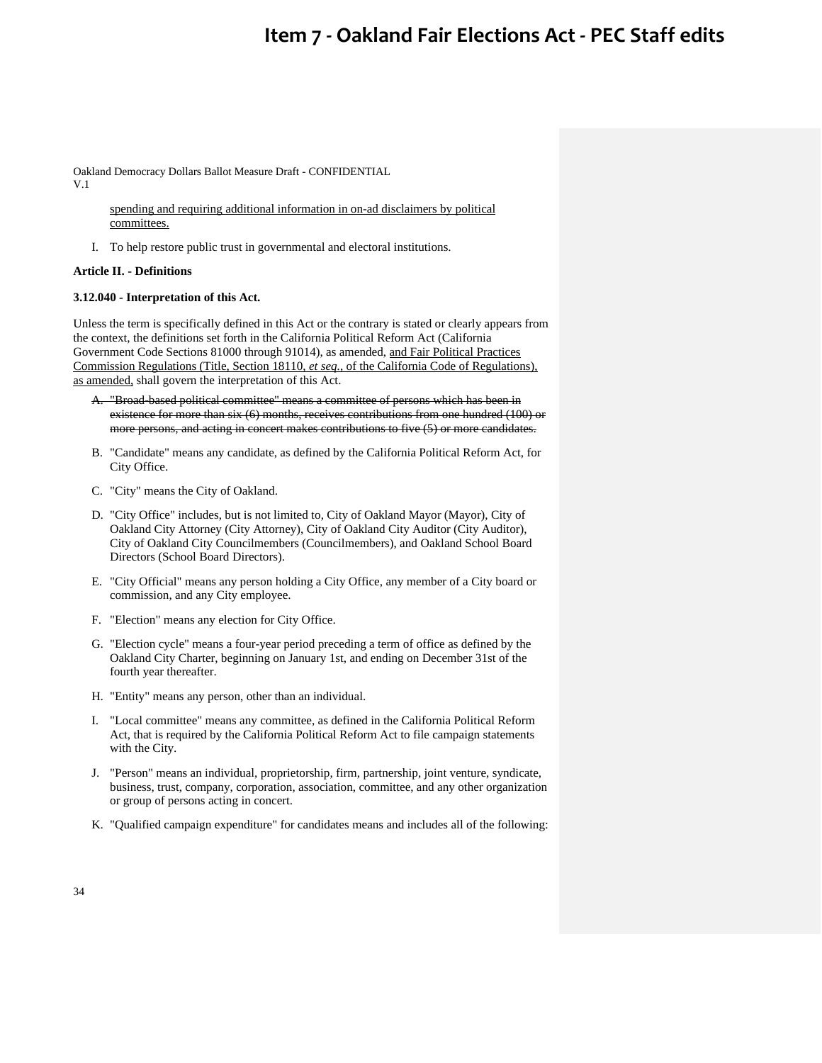spending and requiring additional information in on-ad disclaimers by political committees.

I. To help restore public trust in governmental and electoral institutions.

**Article II. - Definitions**

**3.12.040 - Interpretation of this Act.**

Unless the term is specifically defined in this Act or the contrary is stated or clearly appears from the context, the definitions set forth in the California Political Reform Act (California Government Code Sections 81000 through 91014), as amended, and Fair Political Practices Commission Regulations (Title, Section 18110, *et seq.*, of the California Code of Regulations), as amended, shall govern the interpretation of this Act.

A. ~~"Broad-based political committee" means a committee of persons which has been in existence for more than six (6) months, receives contributions from one hundred (100) or more persons, and acting in concert makes contributions to five (5) or more candidates.~~

B. "Candidate" means any candidate, as defined by the California Political Reform Act, for City Office.

C. "City" means the City of Oakland.

D. "City Office" includes, but is not limited to, City of Oakland Mayor (Mayor), City of Oakland City Attorney (City Attorney), City of Oakland City Auditor (City Auditor), City of Oakland City Councilmembers (Councilmembers), and Oakland School Board Directors (School Board Directors).

E. "City Official" means any person holding a City Office, any member of a City board or commission, and any City employee.

F. "Election" means any election for City Office.

G. "Election cycle" means a four-year period preceding a term of office as defined by the Oakland City Charter, beginning on January 1st, and ending on December 31st of the fourth year thereafter.

H. "Entity" means any person, other than an individual.

I. "Local committee" means any committee, as defined in the California Political Reform Act, that is required by the California Political Reform Act to file campaign statements with the City.

J. "Person" means an individual, proprietorship, firm, partnership, joint venture, syndicate, business, trust, company, corporation, association, committee, and any other organization or group of persons acting in concert.

K. "Qualified campaign expenditure" for candidates means and includes all of the following: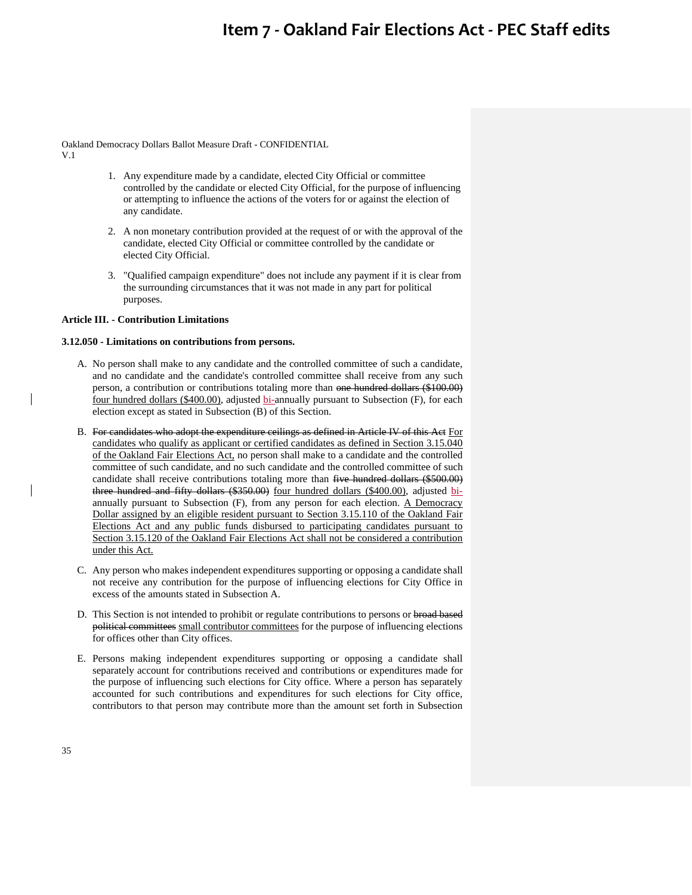Oakland Democracy Dollars Ballot Measure Draft - CONFIDENTIAL
V.1

1. Any expenditure made by a candidate, elected City Official or committee controlled by the candidate or elected City Official, for the purpose of influencing or attempting to influence the actions of the voters for or against the election of any candidate.

2. A non monetary contribution provided at the request of or with the approval of the candidate, elected City Official or committee controlled by the candidate or elected City Official.

3. "Qualified campaign expenditure" does not include any payment if it is clear from the surrounding circumstances that it was not made in any part for political purposes.

**Article III. - Contribution Limitations**

**3.12.050 - Limitations on contributions from persons.**

A. No person shall make to any candidate and the controlled committee of such a candidate, and no candidate and the candidate's controlled committee shall receive from any such person, a contribution or contributions totaling more than ~~one hundred dollars ($100.00)~~ four hundred dollars ($400.00), adjusted bi-annually pursuant to Subsection (F), for each election except as stated in Subsection (B) of this Section.

B. ~~For candidates who adopt the expenditure ceilings as defined in Article IV of this Act~~ For candidates who qualify as applicant or certified candidates as defined in Section 3.15.040 of the Oakland Fair Elections Act, no person shall make to a candidate and the controlled committee of such candidate, and no such candidate and the controlled committee of such candidate shall receive contributions totaling more than ~~five hundred dollars ($500.00)~~ ~~three hundred and fifty dollars ($350.00)~~ four hundred dollars ($400.00), adjusted bi-annually pursuant to Subsection (F), from any person for each election. A Democracy Dollar assigned by an eligible resident pursuant to Section 3.15.110 of the Oakland Fair Elections Act and any public funds disbursed to participating candidates pursuant to Section 3.15.120 of the Oakland Fair Elections Act shall not be considered a contribution under this Act.

C. Any person who makes independent expenditures supporting or opposing a candidate shall not receive any contribution for the purpose of influencing elections for City Office in excess of the amounts stated in Subsection A.

D. This Section is not intended to prohibit or regulate contributions to persons or ~~broad based political committees~~ small contributor committees for the purpose of influencing elections for offices other than City offices.

E. Persons making independent expenditures supporting or opposing a candidate shall separately account for contributions received and contributions or expenditures made for the purpose of influencing such elections for City office. Where a person has separately accounted for such contributions and expenditures for such elections for City office, contributors to that person may contribute more than the amount set forth in Subsection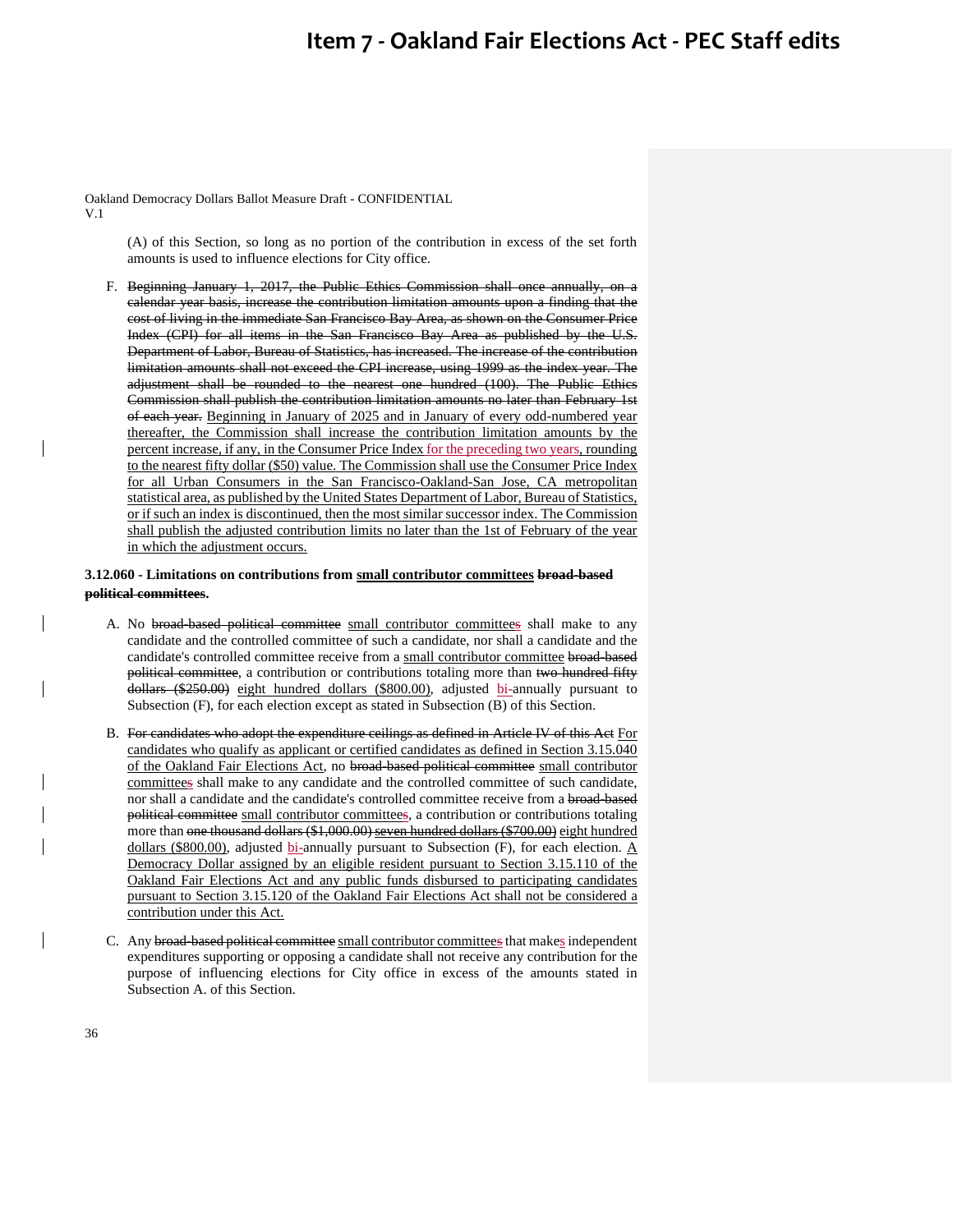# Item 7 - Oakland Fair Elections Act - PEC Staff edits

Oakland Democracy Dollars Ballot Measure Draft - CONFIDENTIAL
V.1

(A) of this Section, so long as no portion of the contribution in excess of the set forth amounts is used to influence elections for City office.

F. ~~Beginning January 1, 2017, the Public Ethics Commission shall once annually, on a calendar year basis, increase the contribution limitation amounts upon a finding that the cost of living in the immediate San Francisco Bay Area, as shown on the Consumer Price Index (CPI) for all items in the San Francisco Bay Area as published by the U.S. Department of Labor, Bureau of Statistics, has increased. The increase of the contribution limitation amounts shall not exceed the CPI increase, using 1999 as the index year. The adjustment shall be rounded to the nearest one hundred (100). The Public Ethics Commission shall publish the contribution limitation amounts no later than February 1st of each year.~~ Beginning in January of 2025 and in January of every odd-numbered year thereafter, the Commission shall increase the contribution limitation amounts by the percent increase, if any, in the Consumer Price Index for the preceding two years, rounding to the nearest fifty dollar ($50) value. The Commission shall use the Consumer Price Index for all Urban Consumers in the San Francisco-Oakland-San Jose, CA metropolitan statistical area, as published by the United States Department of Labor, Bureau of Statistics, or if such an index is discontinued, then the most similar successor index. The Commission shall publish the adjusted contribution limits no later than the 1st of February of the year in which the adjustment occurs.

**3.12.060 - Limitations on contributions from small contributor committees ~~broad-based political committees~~.**

A. No ~~broad-based political committee~~ small contributor committee~~s~~ shall make to any candidate and the controlled committee of such a candidate, nor shall a candidate and the candidate's controlled committee receive from a small contributor committee ~~broad-based political committee~~, a contribution or contributions totaling more than ~~two hundred fifty dollars ($250.00)~~ eight hundred dollars ($800.00), adjusted bi-annually pursuant to Subsection (F), for each election except as stated in Subsection (B) of this Section.

B. ~~For candidates who adopt the expenditure ceilings as defined in Article IV of this Act~~ For candidates who qualify as applicant or certified candidates as defined in Section 3.15.040 of the Oakland Fair Elections Act, no ~~broad-based political committee~~ small contributor committee~~s~~ shall make to any candidate and the controlled committee of such candidate, nor shall a candidate and the candidate's controlled committee receive from a ~~broad-based political committee~~ small contributor committees, a contribution or contributions totaling more than ~~one thousand dollars ($1,000.00)~~ ~~seven hundred dollars ($700.00)~~ eight hundred dollars ($800.00), adjusted bi-annually pursuant to Subsection (F), for each election. A Democracy Dollar assigned by an eligible resident pursuant to Section 3.15.110 of the Oakland Fair Elections Act and any public funds disbursed to participating candidates pursuant to Section 3.15.120 of the Oakland Fair Elections Act shall not be considered a contribution under this Act.

C. Any ~~broad-based political committee~~ small contributor committee~~s~~ that makes independent expenditures supporting or opposing a candidate shall not receive any contribution for the purpose of influencing elections for City office in excess of the amounts stated in Subsection A. of this Section.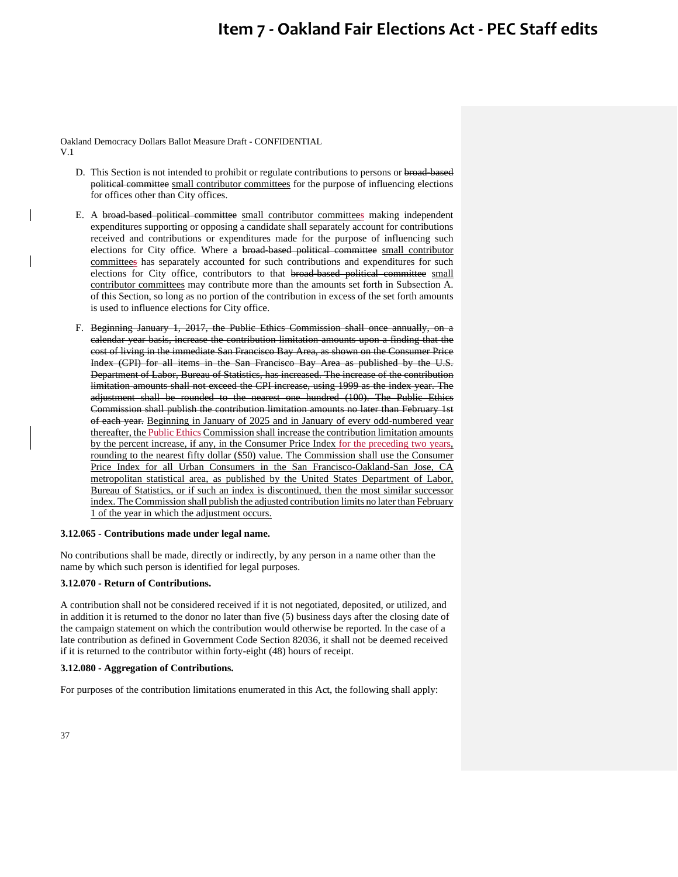Oakland Democracy Dollars Ballot Measure Draft - CONFIDENTIAL
V.1

D. This Section is not intended to prohibit or regulate contributions to persons or ~~broad-based political committee~~ small contributor committees for the purpose of influencing elections for offices other than City offices.

E. A ~~broad-based political committee~~ small contributor committees making independent expenditures supporting or opposing a candidate shall separately account for contributions received and contributions or expenditures made for the purpose of influencing such elections for City office. Where a ~~broad-based political committee~~ small contributor committees has separately accounted for such contributions and expenditures for such elections for City office, contributors to that ~~broad-based political committee~~ small contributor committees may contribute more than the amounts set forth in Subsection A. of this Section, so long as no portion of the contribution in excess of the set forth amounts is used to influence elections for City office.

F. ~~Beginning January 1, 2017, the Public Ethics Commission shall once annually, on a calendar year basis, increase the contribution limitation amounts upon a finding that the cost of living in the immediate San Francisco Bay Area, as shown on the Consumer Price Index (CPI) for all items in the San Francisco Bay Area as published by the U.S. Department of Labor, Bureau of Statistics, has increased. The increase of the contribution limitation amounts shall not exceed the CPI increase, using 1999 as the index year. The adjustment shall be rounded to the nearest one hundred (100). The Public Ethics Commission shall publish the contribution limitation amounts no later than February 1st of each year.~~ Beginning in January of 2025 and in January of every odd-numbered year thereafter, the Public Ethics Commission shall increase the contribution limitation amounts by the percent increase, if any, in the Consumer Price Index for the preceding two years, rounding to the nearest fifty dollar ($50) value. The Commission shall use the Consumer Price Index for all Urban Consumers in the San Francisco-Oakland-San Jose, CA metropolitan statistical area, as published by the United States Department of Labor, Bureau of Statistics, or if such an index is discontinued, then the most similar successor index. The Commission shall publish the adjusted contribution limits no later than February 1 of the year in which the adjustment occurs.

**3.12.065 - Contributions made under legal name.**

No contributions shall be made, directly or indirectly, by any person in a name other than the name by which such person is identified for legal purposes.

**3.12.070 - Return of Contributions.**

A contribution shall not be considered received if it is not negotiated, deposited, or utilized, and in addition it is returned to the donor no later than five (5) business days after the closing date of the campaign statement on which the contribution would otherwise be reported. In the case of a late contribution as defined in Government Code Section 82036, it shall not be deemed received if it is returned to the contributor within forty-eight (48) hours of receipt.

**3.12.080 - Aggregation of Contributions.**

For purposes of the contribution limitations enumerated in this Act, the following shall apply: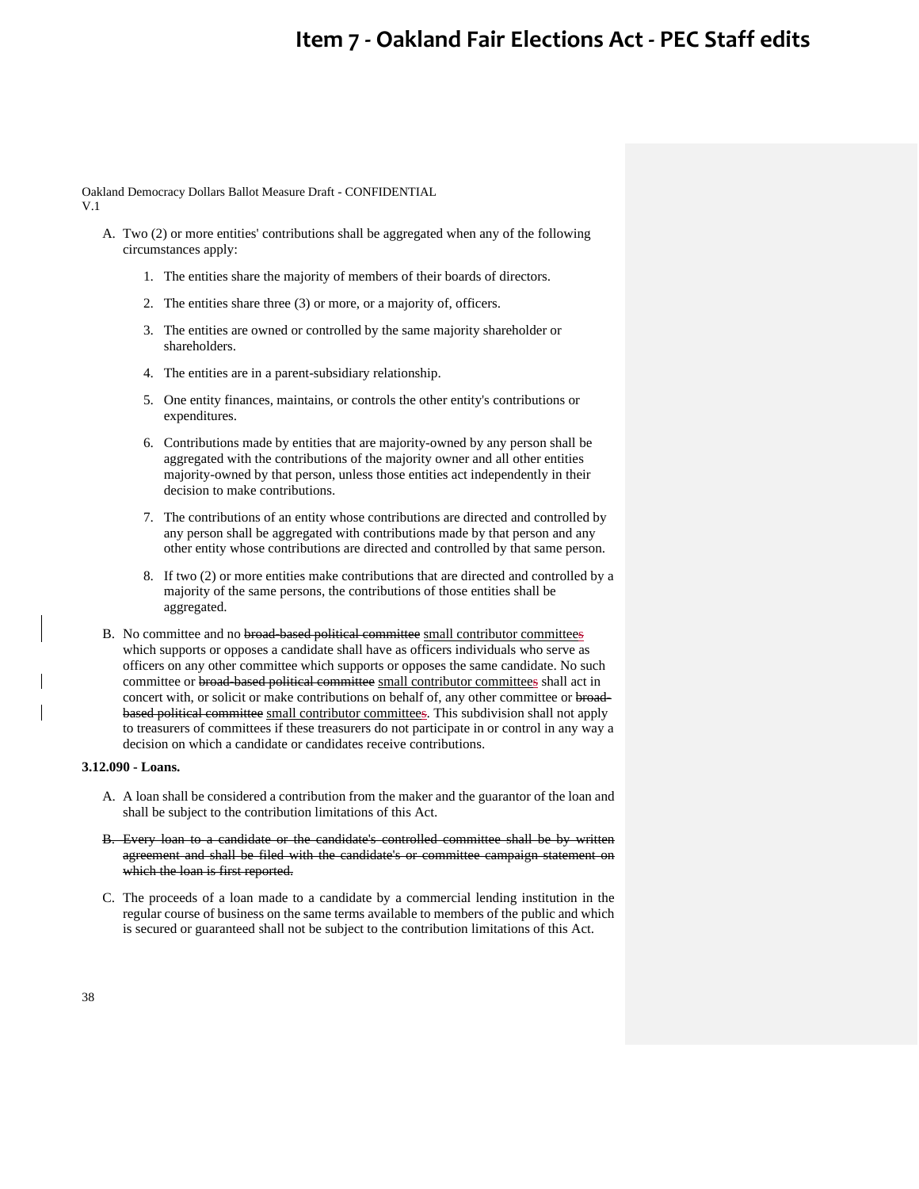A. Two (2) or more entities' contributions shall be aggregated when any of the following circumstances apply:

   1. The entities share the majority of members of their boards of directors.

   2. The entities share three (3) or more, or a majority of, officers.

   3. The entities are owned or controlled by the same majority shareholder or shareholders.

   4. The entities are in a parent-subsidiary relationship.

   5. One entity finances, maintains, or controls the other entity's contributions or expenditures.

   6. Contributions made by entities that are majority-owned by any person shall be aggregated with the contributions of the majority owner and all other entities majority-owned by that person, unless those entities act independently in their decision to make contributions.

   7. The contributions of an entity whose contributions are directed and controlled by any person shall be aggregated with contributions made by that person and any other entity whose contributions are directed and controlled by that same person.

   8. If two (2) or more entities make contributions that are directed and controlled by a majority of the same persons, the contributions of those entities shall be aggregated.

B. No committee and no ~~broad-based political committee~~ <u>small contributor committees</u> which supports or opposes a candidate shall have as officers individuals who serve as officers on any other committee which supports or opposes the same candidate. No such committee or ~~broad-based political committee~~ <u>small contributor committees</u> shall act in concert with, or solicit or make contributions on behalf of, any other committee or ~~broad-based political committee~~ <u>small contributor committees</u>. This subdivision shall not apply to treasurers of committees if these treasurers do not participate in or control in any way a decision on which a candidate or candidates receive contributions.

**3.12.090 - Loans.**

A. A loan shall be considered a contribution from the maker and the guarantor of the loan and shall be subject to the contribution limitations of this Act.

~~B. Every loan to a candidate or the candidate's controlled committee shall be by written agreement and shall be filed with the candidate's or committee campaign statement on which the loan is first reported.~~

C. The proceeds of a loan made to a candidate by a commercial lending institution in the regular course of business on the same terms available to members of the public and which is secured or guaranteed shall not be subject to the contribution limitations of this Act.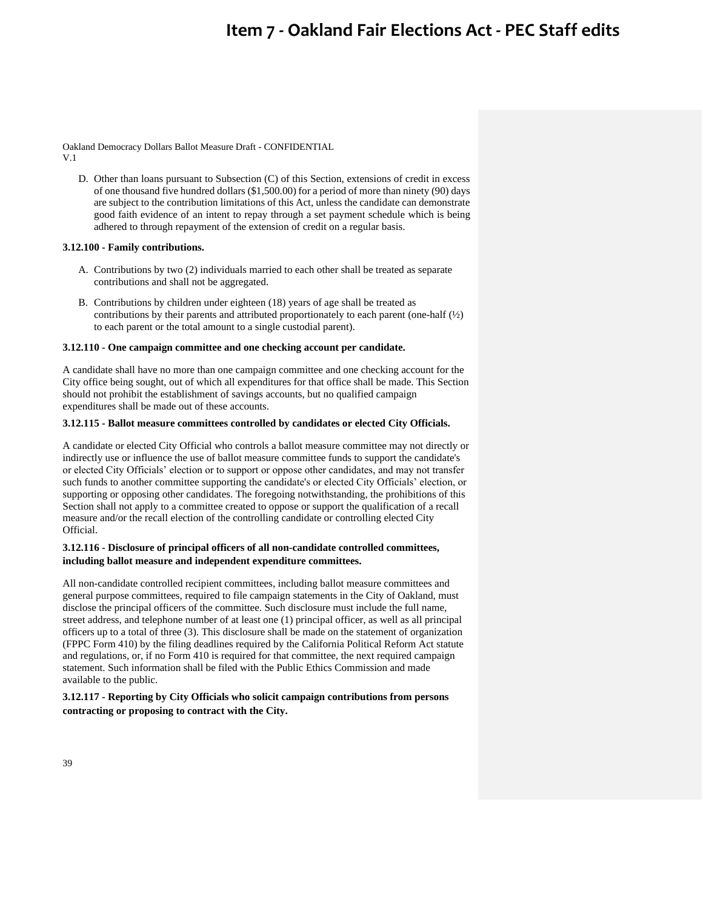D. Other than loans pursuant to Subsection (C) of this Section, extensions of credit in excess of one thousand five hundred dollars ($1,500.00) for a period of more than ninety (90) days are subject to the contribution limitations of this Act, unless the candidate can demonstrate good faith evidence of an intent to repay through a set payment schedule which is being adhered to through repayment of the extension of credit on a regular basis.

**3.12.100 - Family contributions.**

A. Contributions by two (2) individuals married to each other shall be treated as separate contributions and shall not be aggregated.

B. Contributions by children under eighteen (18) years of age shall be treated as contributions by their parents and attributed proportionately to each parent (one-half (½) to each parent or the total amount to a single custodial parent).

**3.12.110 - One campaign committee and one checking account per candidate.**

A candidate shall have no more than one campaign committee and one checking account for the City office being sought, out of which all expenditures for that office shall be made. This Section should not prohibit the establishment of savings accounts, but no qualified campaign expenditures shall be made out of these accounts.

**3.12.115 - Ballot measure committees controlled by candidates or elected City Officials.**

A candidate or elected City Official who controls a ballot measure committee may not directly or indirectly use or influence the use of ballot measure committee funds to support the candidate's or elected City Officials' election or to support or oppose other candidates, and may not transfer such funds to another committee supporting the candidate's or elected City Officials' election, or supporting or opposing other candidates. The foregoing notwithstanding, the prohibitions of this Section shall not apply to a committee created to oppose or support the qualification of a recall measure and/or the recall election of the controlling candidate or controlling elected City Official.

**3.12.116 - Disclosure of principal officers of all non-candidate controlled committees, including ballot measure and independent expenditure committees.**

All non-candidate controlled recipient committees, including ballot measure committees and general purpose committees, required to file campaign statements in the City of Oakland, must disclose the principal officers of the committee. Such disclosure must include the full name, street address, and telephone number of at least one (1) principal officer, as well as all principal officers up to a total of three (3). This disclosure shall be made on the statement of organization (FPPC Form 410) by the filing deadlines required by the California Political Reform Act statute and regulations, or, if no Form 410 is required for that committee, the next required campaign statement. Such information shall be filed with the Public Ethics Commission and made available to the public.

**3.12.117 - Reporting by City Officials who solicit campaign contributions from persons contracting or proposing to contract with the City.**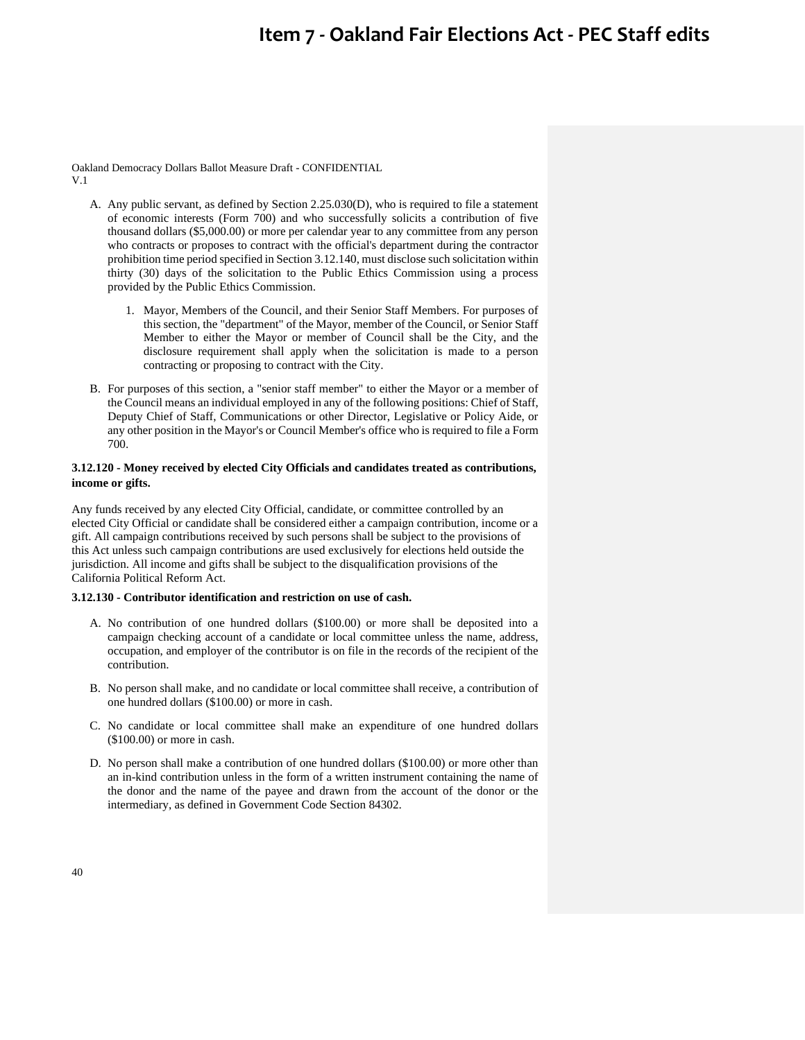A. Any public servant, as defined by Section 2.25.030(D), who is required to file a statement of economic interests (Form 700) and who successfully solicits a contribution of five thousand dollars ($5,000.00) or more per calendar year to any committee from any person who contracts or proposes to contract with the official's department during the contractor prohibition time period specified in Section 3.12.140, must disclose such solicitation within thirty (30) days of the solicitation to the Public Ethics Commission using a process provided by the Public Ethics Commission.

   1. Mayor, Members of the Council, and their Senior Staff Members. For purposes of this section, the "department" of the Mayor, member of the Council, or Senior Staff Member to either the Mayor or member of Council shall be the City, and the disclosure requirement shall apply when the solicitation is made to a person contracting or proposing to contract with the City.

B. For purposes of this section, a "senior staff member" to either the Mayor or a member of the Council means an individual employed in any of the following positions: Chief of Staff, Deputy Chief of Staff, Communications or other Director, Legislative or Policy Aide, or any other position in the Mayor's or Council Member's office who is required to file a Form 700.

**3.12.120 - Money received by elected City Officials and candidates treated as contributions, income or gifts.**

Any funds received by any elected City Official, candidate, or committee controlled by an elected City Official or candidate shall be considered either a campaign contribution, income or a gift. All campaign contributions received by such persons shall be subject to the provisions of this Act unless such campaign contributions are used exclusively for elections held outside the jurisdiction. All income and gifts shall be subject to the disqualification provisions of the California Political Reform Act.

**3.12.130 - Contributor identification and restriction on use of cash.**

A. No contribution of one hundred dollars ($100.00) or more shall be deposited into a campaign checking account of a candidate or local committee unless the name, address, occupation, and employer of the contributor is on file in the records of the recipient of the contribution.

B. No person shall make, and no candidate or local committee shall receive, a contribution of one hundred dollars ($100.00) or more in cash.

C. No candidate or local committee shall make an expenditure of one hundred dollars ($100.00) or more in cash.

D. No person shall make a contribution of one hundred dollars ($100.00) or more other than an in-kind contribution unless in the form of a written instrument containing the name of the donor and the name of the payee and drawn from the account of the donor or the intermediary, as defined in Government Code Section 84302.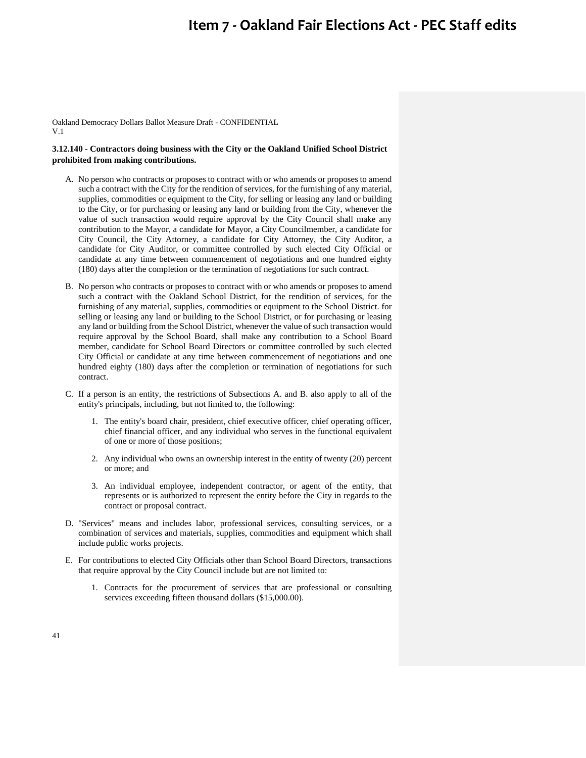Oakland Democracy Dollars Ballot Measure Draft - CONFIDENTIAL
V.1

**3.12.140 - Contractors doing business with the City or the Oakland Unified School District prohibited from making contributions.**

A. No person who contracts or proposes to contract with or who amends or proposes to amend such a contract with the City for the rendition of services, for the furnishing of any material, supplies, commodities or equipment to the City, for selling or leasing any land or building to the City, or for purchasing or leasing any land or building from the City, whenever the value of such transaction would require approval by the City Council shall make any contribution to the Mayor, a candidate for Mayor, a City Councilmember, a candidate for City Council, the City Attorney, a candidate for City Attorney, the City Auditor, a candidate for City Auditor, or committee controlled by such elected City Official or candidate at any time between commencement of negotiations and one hundred eighty (180) days after the completion or the termination of negotiations for such contract.

B. No person who contracts or proposes to contract with or who amends or proposes to amend such a contract with the Oakland School District, for the rendition of services, for the furnishing of any material, supplies, commodities or equipment to the School District. for selling or leasing any land or building to the School District, or for purchasing or leasing any land or building from the School District, whenever the value of such transaction would require approval by the School Board, shall make any contribution to a School Board member, candidate for School Board Directors or committee controlled by such elected City Official or candidate at any time between commencement of negotiations and one hundred eighty (180) days after the completion or termination of negotiations for such contract.

C. If a person is an entity, the restrictions of Subsections A. and B. also apply to all of the entity's principals, including, but not limited to, the following:

   1. The entity's board chair, president, chief executive officer, chief operating officer, chief financial officer, and any individual who serves in the functional equivalent of one or more of those positions;

   2. Any individual who owns an ownership interest in the entity of twenty (20) percent or more; and

   3. An individual employee, independent contractor, or agent of the entity, that represents or is authorized to represent the entity before the City in regards to the contract or proposal contract.

D. "Services" means and includes labor, professional services, consulting services, or a combination of services and materials, supplies, commodities and equipment which shall include public works projects.

E. For contributions to elected City Officials other than School Board Directors, transactions that require approval by the City Council include but are not limited to:

   1. Contracts for the procurement of services that are professional or consulting services exceeding fifteen thousand dollars ($15,000.00).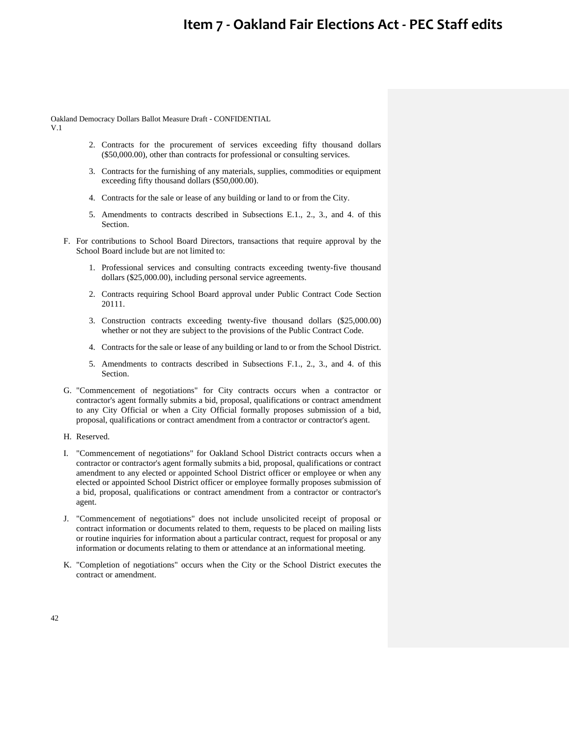2. Contracts for the procurement of services exceeding fifty thousand dollars ($50,000.00), other than contracts for professional or consulting services.

3. Contracts for the furnishing of any materials, supplies, commodities or equipment exceeding fifty thousand dollars ($50,000.00).

4. Contracts for the sale or lease of any building or land to or from the City.

5. Amendments to contracts described in Subsections E.1., 2., 3., and 4. of this Section.

F. For contributions to School Board Directors, transactions that require approval by the School Board include but are not limited to:

1. Professional services and consulting contracts exceeding twenty-five thousand dollars ($25,000.00), including personal service agreements.

2. Contracts requiring School Board approval under Public Contract Code Section 20111.

3. Construction contracts exceeding twenty-five thousand dollars ($25,000.00) whether or not they are subject to the provisions of the Public Contract Code.

4. Contracts for the sale or lease of any building or land to or from the School District.

5. Amendments to contracts described in Subsections F.1., 2., 3., and 4. of this Section.

G. "Commencement of negotiations" for City contracts occurs when a contractor or contractor's agent formally submits a bid, proposal, qualifications or contract amendment to any City Official or when a City Official formally proposes submission of a bid, proposal, qualifications or contract amendment from a contractor or contractor's agent.

H. Reserved.

I. "Commencement of negotiations" for Oakland School District contracts occurs when a contractor or contractor's agent formally submits a bid, proposal, qualifications or contract amendment to any elected or appointed School District officer or employee or when any elected or appointed School District officer or employee formally proposes submission of a bid, proposal, qualifications or contract amendment from a contractor or contractor's agent.

J. "Commencement of negotiations" does not include unsolicited receipt of proposal or contract information or documents related to them, requests to be placed on mailing lists or routine inquiries for information about a particular contract, request for proposal or any information or documents relating to them or attendance at an informational meeting.

K. "Completion of negotiations" occurs when the City or the School District executes the contract or amendment.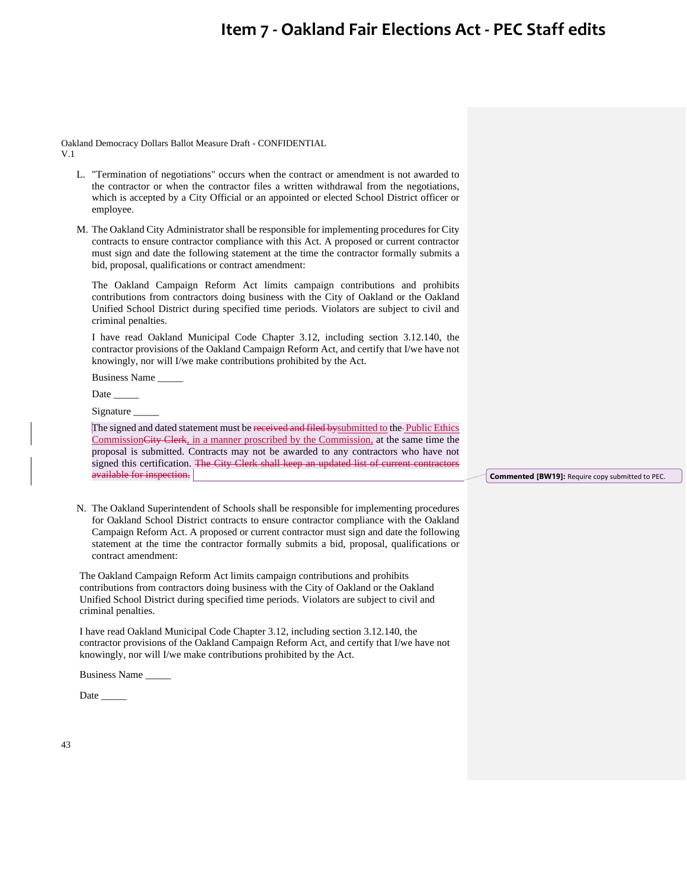# Item 7 - Oakland Fair Elections Act - PEC Staff edits

Oakland Democracy Dollars Ballot Measure Draft - CONFIDENTIAL
V.1

L. "Termination of negotiations" occurs when the contract or amendment is not awarded to the contractor or when the contractor files a written withdrawal from the negotiations, which is accepted by a City Official or an appointed or elected School District officer or employee.

M. The Oakland City Administrator shall be responsible for implementing procedures for City contracts to ensure contractor compliance with this Act. A proposed or current contractor must sign and date the following statement at the time the contractor formally submits a bid, proposal, qualifications or contract amendment:

The Oakland Campaign Reform Act limits campaign contributions and prohibits contributions from contractors doing business with the City of Oakland or the Oakland Unified School District during specified time periods. Violators are subject to civil and criminal penalties.

I have read Oakland Municipal Code Chapter 3.12, including section 3.12.140, the contractor provisions of the Oakland Campaign Reform Act, and certify that I/we have not knowingly, nor will I/we make contributions prohibited by the Act.

Business Name _____

Date _____

Signature _____

The signed and dated statement must be ~~received and filed by~~submitted to the ~~-~~ Public Ethics Commission~~City Clerk~~, in a manner proscribed by the Commission, at the same time the proposal is submitted. Contracts may not be awarded to any contractors who have not signed this certification. ~~The City Clerk shall keep an updated list of current contractors available for inspection.~~

**Commented [BW19]:** Require copy submitted to PEC.

N. The Oakland Superintendent of Schools shall be responsible for implementing procedures for Oakland School District contracts to ensure contractor compliance with the Oakland Campaign Reform Act. A proposed or current contractor must sign and date the following statement at the time the contractor formally submits a bid, proposal, qualifications or contract amendment:

The Oakland Campaign Reform Act limits campaign contributions and prohibits contributions from contractors doing business with the City of Oakland or the Oakland Unified School District during specified time periods. Violators are subject to civil and criminal penalties.

I have read Oakland Municipal Code Chapter 3.12, including section 3.12.140, the contractor provisions of the Oakland Campaign Reform Act, and certify that I/we have not knowingly, nor will I/we make contributions prohibited by the Act.

Business Name _____

Date _____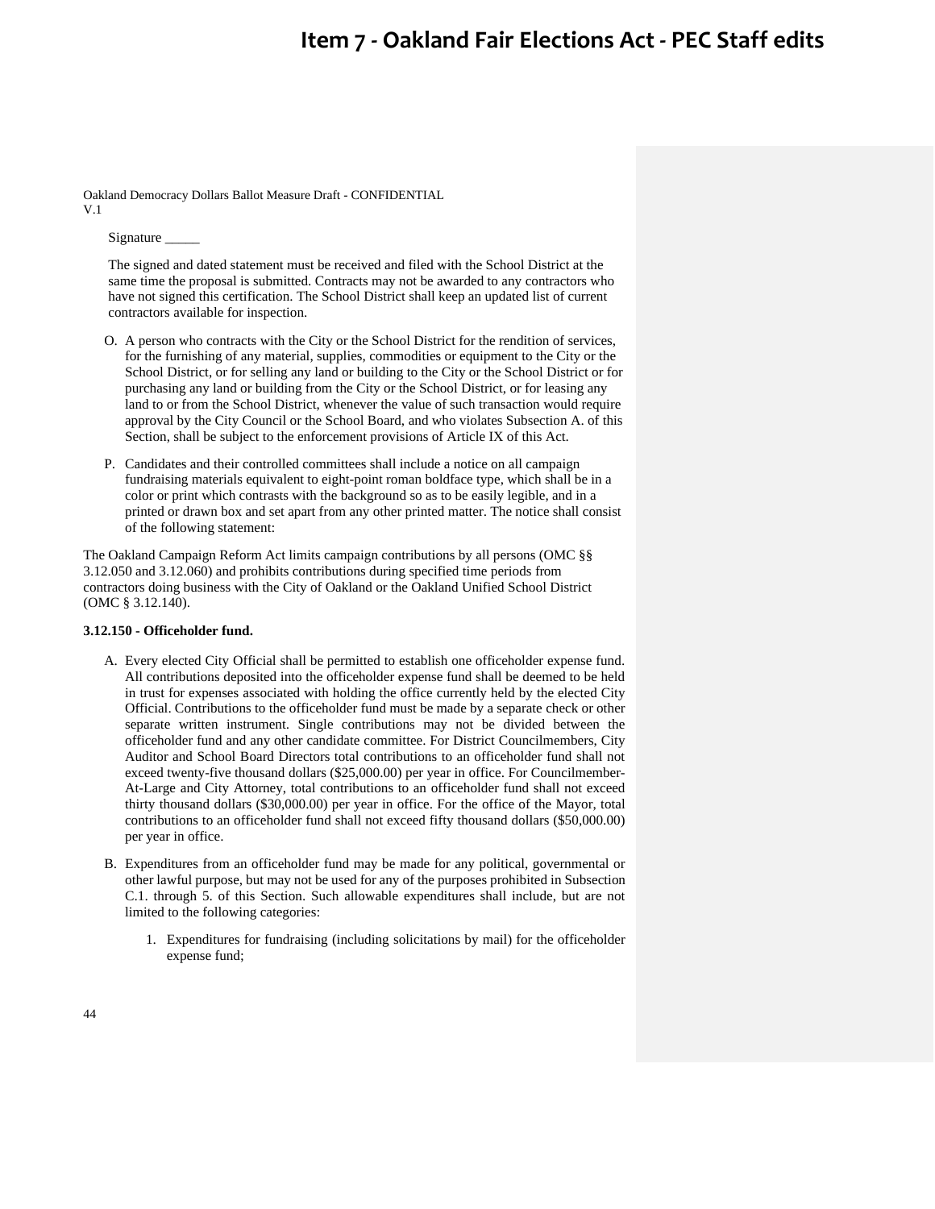Signature _____

The signed and dated statement must be received and filed with the School District at the same time the proposal is submitted. Contracts may not be awarded to any contractors who have not signed this certification. The School District shall keep an updated list of current contractors available for inspection.

O. A person who contracts with the City or the School District for the rendition of services, for the furnishing of any material, supplies, commodities or equipment to the City or the School District, or for selling any land or building to the City or the School District or for purchasing any land or building from the City or the School District, or for leasing any land to or from the School District, whenever the value of such transaction would require approval by the City Council or the School Board, and who violates Subsection A. of this Section, shall be subject to the enforcement provisions of Article IX of this Act.

P. Candidates and their controlled committees shall include a notice on all campaign fundraising materials equivalent to eight-point roman boldface type, which shall be in a color or print which contrasts with the background so as to be easily legible, and in a printed or drawn box and set apart from any other printed matter. The notice shall consist of the following statement:

The Oakland Campaign Reform Act limits campaign contributions by all persons (OMC §§ 3.12.050 and 3.12.060) and prohibits contributions during specified time periods from contractors doing business with the City of Oakland or the Oakland Unified School District (OMC § 3.12.140).

**3.12.150 - Officeholder fund.**

A. Every elected City Official shall be permitted to establish one officeholder expense fund. All contributions deposited into the officeholder expense fund shall be deemed to be held in trust for expenses associated with holding the office currently held by the elected City Official. Contributions to the officeholder fund must be made by a separate check or other separate written instrument. Single contributions may not be divided between the officeholder fund and any other candidate committee. For District Councilmembers, City Auditor and School Board Directors total contributions to an officeholder fund shall not exceed twenty-five thousand dollars ($25,000.00) per year in office. For Councilmember-At-Large and City Attorney, total contributions to an officeholder fund shall not exceed thirty thousand dollars ($30,000.00) per year in office. For the office of the Mayor, total contributions to an officeholder fund shall not exceed fifty thousand dollars ($50,000.00) per year in office.

B. Expenditures from an officeholder fund may be made for any political, governmental or other lawful purpose, but may not be used for any of the purposes prohibited in Subsection C.1. through 5. of this Section. Such allowable expenditures shall include, but are not limited to the following categories:

   1. Expenditures for fundraising (including solicitations by mail) for the officeholder expense fund;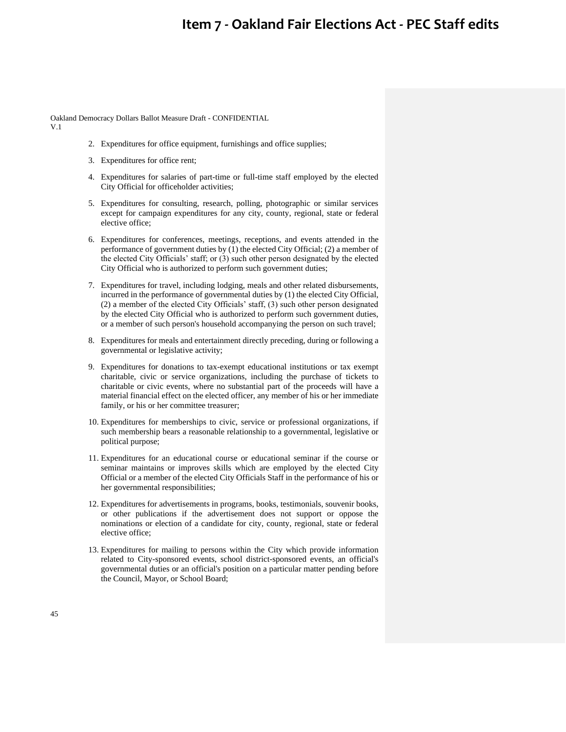2. Expenditures for office equipment, furnishings and office supplies;

3. Expenditures for office rent;

4. Expenditures for salaries of part-time or full-time staff employed by the elected City Official for officeholder activities;

5. Expenditures for consulting, research, polling, photographic or similar services except for campaign expenditures for any city, county, regional, state or federal elective office;

6. Expenditures for conferences, meetings, receptions, and events attended in the performance of government duties by (1) the elected City Official; (2) a member of the elected City Officials' staff; or (3) such other person designated by the elected City Official who is authorized to perform such government duties;

7. Expenditures for travel, including lodging, meals and other related disbursements, incurred in the performance of governmental duties by (1) the elected City Official, (2) a member of the elected City Officials' staff, (3) such other person designated by the elected City Official who is authorized to perform such government duties, or a member of such person's household accompanying the person on such travel;

8. Expenditures for meals and entertainment directly preceding, during or following a governmental or legislative activity;

9. Expenditures for donations to tax-exempt educational institutions or tax exempt charitable, civic or service organizations, including the purchase of tickets to charitable or civic events, where no substantial part of the proceeds will have a material financial effect on the elected officer, any member of his or her immediate family, or his or her committee treasurer;

10. Expenditures for memberships to civic, service or professional organizations, if such membership bears a reasonable relationship to a governmental, legislative or political purpose;

11. Expenditures for an educational course or educational seminar if the course or seminar maintains or improves skills which are employed by the elected City Official or a member of the elected City Officials Staff in the performance of his or her governmental responsibilities;

12. Expenditures for advertisements in programs, books, testimonials, souvenir books, or other publications if the advertisement does not support or oppose the nominations or election of a candidate for city, county, regional, state or federal elective office;

13. Expenditures for mailing to persons within the City which provide information related to City-sponsored events, school district-sponsored events, an official's governmental duties or an official's position on a particular matter pending before the Council, Mayor, or School Board;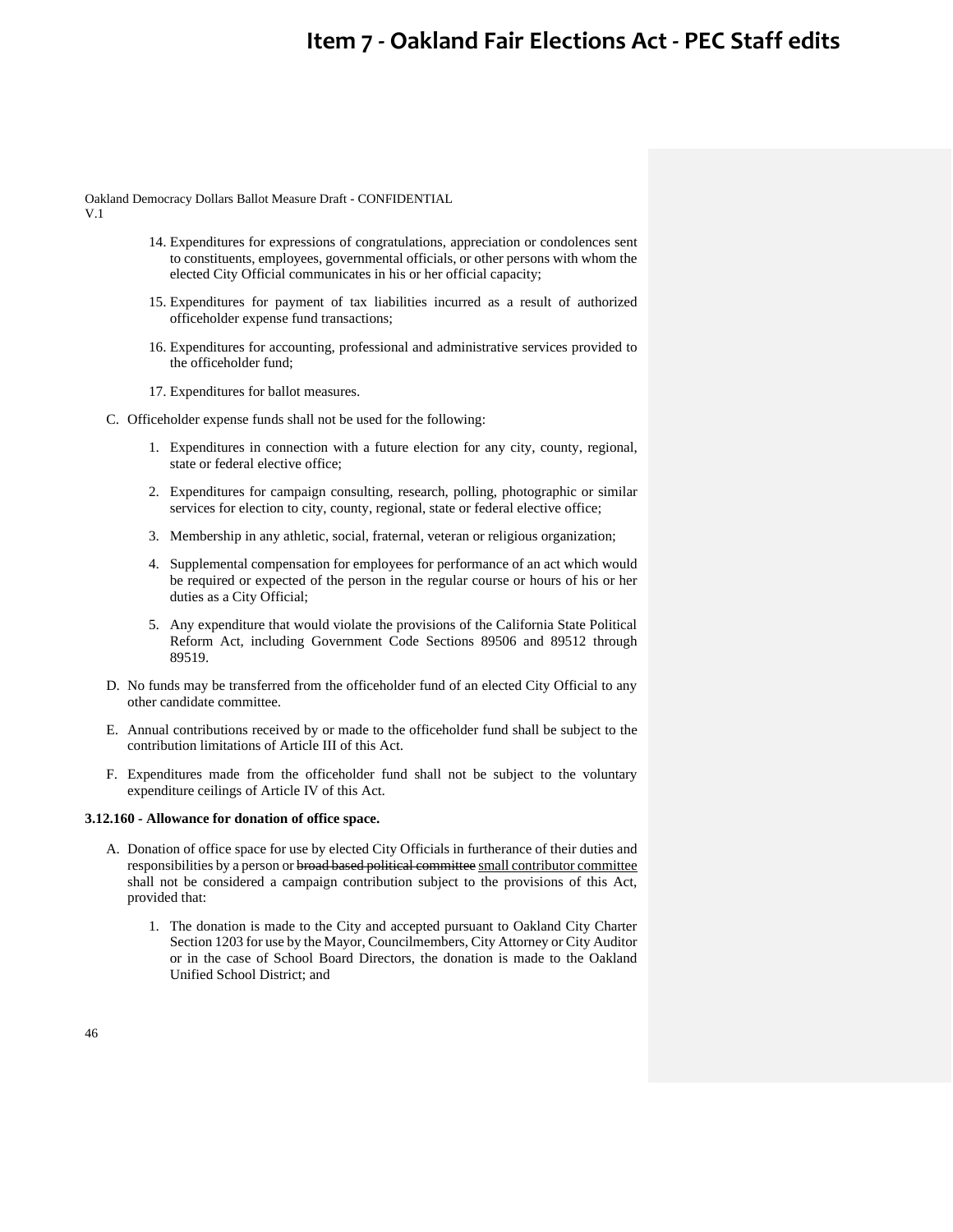14. Expenditures for expressions of congratulations, appreciation or condolences sent to constituents, employees, governmental officials, or other persons with whom the elected City Official communicates in his or her official capacity;

15. Expenditures for payment of tax liabilities incurred as a result of authorized officeholder expense fund transactions;

16. Expenditures for accounting, professional and administrative services provided to the officeholder fund;

17. Expenditures for ballot measures.

C. Officeholder expense funds shall not be used for the following:

1. Expenditures in connection with a future election for any city, county, regional, state or federal elective office;

2. Expenditures for campaign consulting, research, polling, photographic or similar services for election to city, county, regional, state or federal elective office;

3. Membership in any athletic, social, fraternal, veteran or religious organization;

4. Supplemental compensation for employees for performance of an act which would be required or expected of the person in the regular course or hours of his or her duties as a City Official;

5. Any expenditure that would violate the provisions of the California State Political Reform Act, including Government Code Sections 89506 and 89512 through 89519.

D. No funds may be transferred from the officeholder fund of an elected City Official to any other candidate committee.

E. Annual contributions received by or made to the officeholder fund shall be subject to the contribution limitations of Article III of this Act.

F. Expenditures made from the officeholder fund shall not be subject to the voluntary expenditure ceilings of Article IV of this Act.

**3.12.160 - Allowance for donation of office space.**

A. Donation of office space for use by elected City Officials in furtherance of their duties and responsibilities by a person or ~~broad based political committee~~ <u>small contributor committee</u> shall not be considered a campaign contribution subject to the provisions of this Act, provided that:

1. The donation is made to the City and accepted pursuant to Oakland City Charter Section 1203 for use by the Mayor, Councilmembers, City Attorney or City Auditor or in the case of School Board Directors, the donation is made to the Oakland Unified School District; and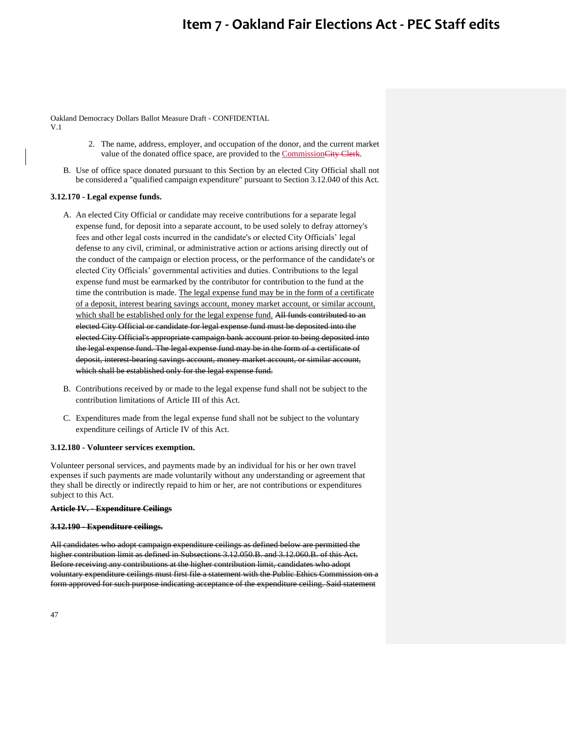2. The name, address, employer, and occupation of the donor, and the current market value of the donated office space, are provided to the <ins>Commission</ins>~~City Clerk~~.

B. Use of office space donated pursuant to this Section by an elected City Official shall not be considered a "qualified campaign expenditure" pursuant to Section 3.12.040 of this Act.

**3.12.170 - Legal expense funds.**

A. An elected City Official or candidate may receive contributions for a separate legal expense fund, for deposit into a separate account, to be used solely to defray attorney's fees and other legal costs incurred in the candidate's or elected City Officials' legal defense to any civil, criminal, or administrative action or actions arising directly out of the conduct of the campaign or election process, or the performance of the candidate's or elected City Officials' governmental activities and duties. Contributions to the legal expense fund must be earmarked by the contributor for contribution to the fund at the time the contribution is made. <ins>The legal expense fund may be in the form of a certificate of a deposit, interest bearing savings account, money market account, or similar account, which shall be established only for the legal expense fund.</ins> ~~All funds contributed to an elected City Official or candidate for legal expense fund must be deposited into the elected City Official's appropriate campaign bank account prior to being deposited into the legal expense fund. The legal expense fund may be in the form of a certificate of deposit, interest-bearing savings account, money market account, or similar account, which shall be established only for the legal expense fund.~~

B. Contributions received by or made to the legal expense fund shall not be subject to the contribution limitations of Article III of this Act.

C. Expenditures made from the legal expense fund shall not be subject to the voluntary expenditure ceilings of Article IV of this Act.

**3.12.180 - Volunteer services exemption.**

Volunteer personal services, and payments made by an individual for his or her own travel expenses if such payments are made voluntarily without any understanding or agreement that they shall be directly or indirectly repaid to him or her, are not contributions or expenditures subject to this Act.

~~**Article IV. - Expenditure Ceilings**~~

~~**3.12.190 - Expenditure ceilings.**~~

~~All candidates who adopt campaign expenditure ceilings as defined below are permitted the higher contribution limit as defined in Subsections 3.12.050.B. and 3.12.060.B. of this Act. Before receiving any contributions at the higher contribution limit, candidates who adopt voluntary expenditure ceilings must first file a statement with the Public Ethics Commission on a form approved for such purpose indicating acceptance of the expenditure ceiling. Said statement~~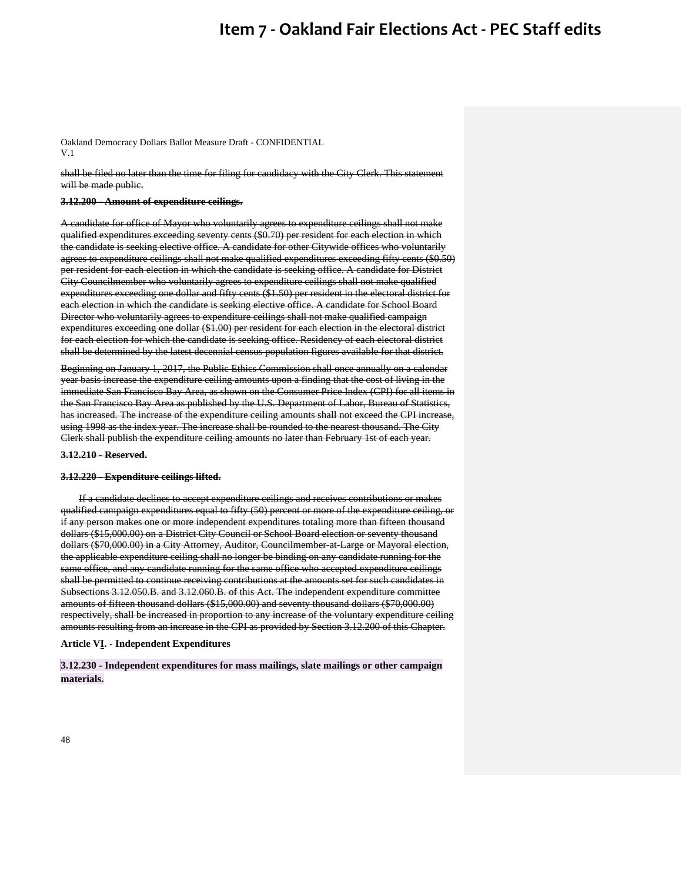~~shall be filed no later than the time for filing for candidacy with the City Clerk. This statement will be made public.~~

~~**3.12.200 - Amount of expenditure ceilings.**~~

~~A candidate for office of Mayor who voluntarily agrees to expenditure ceilings shall not make qualified expenditures exceeding seventy cents ($0.70) per resident for each election in which the candidate is seeking elective office. A candidate for other Citywide offices who voluntarily agrees to expenditure ceilings shall not make qualified expenditures exceeding fifty cents ($0.50) per resident for each election in which the candidate is seeking office. A candidate for District City Councilmember who voluntarily agrees to expenditure ceilings shall not make qualified expenditures exceeding one dollar and fifty cents ($1.50) per resident in the electoral district for each election in which the candidate is seeking elective office. A candidate for School Board Director who voluntarily agrees to expenditure ceilings shall not make qualified campaign expenditures exceeding one dollar ($1.00) per resident for each election in the electoral district for each election for which the candidate is seeking office. Residency of each electoral district shall be determined by the latest decennial census population figures available for that district.~~

~~Beginning on January 1, 2017, the Public Ethics Commission shall once annually on a calendar year basis increase the expenditure ceiling amounts upon a finding that the cost of living in the immediate San Francisco Bay Area, as shown on the Consumer Price Index (CPI) for all items in the San Francisco Bay Area as published by the U.S. Department of Labor, Bureau of Statistics, has increased. The increase of the expenditure ceiling amounts shall not exceed the CPI increase, using 1998 as the index year. The increase shall be rounded to the nearest thousand. The City Clerk shall publish the expenditure ceiling amounts no later than February 1st of each year.~~

~~**3.12.210 - Reserved.**~~

~~**3.12.220 - Expenditure ceilings lifted.**~~

~~If a candidate declines to accept expenditure ceilings and receives contributions or makes qualified campaign expenditures equal to fifty (50) percent or more of the expenditure ceiling, or if any person makes one or more independent expenditures totaling more than fifteen thousand dollars ($15,000.00) on a District City Council or School Board election or seventy thousand dollars ($70,000.00) in a City Attorney, Auditor, Councilmember-at-Large or Mayoral election, the applicable expenditure ceiling shall no longer be binding on any candidate running for the same office, and any candidate running for the same office who accepted expenditure ceilings shall be permitted to continue receiving contributions at the amounts set for such candidates in Subsections 3.12.050.B. and 3.12.060.B. of this Act. The independent expenditure committee amounts of fifteen thousand dollars ($15,000.00) and seventy thousand dollars ($70,000.00) respectively, shall be increased in proportion to any increase of the voluntary expenditure ceiling amounts resulting from an increase in the CPI as provided by Section 3.12.200 of this Chapter.~~

**Article VI. - Independent Expenditures**

**3.12.230 - Independent expenditures for mass mailings, slate mailings or other campaign materials.**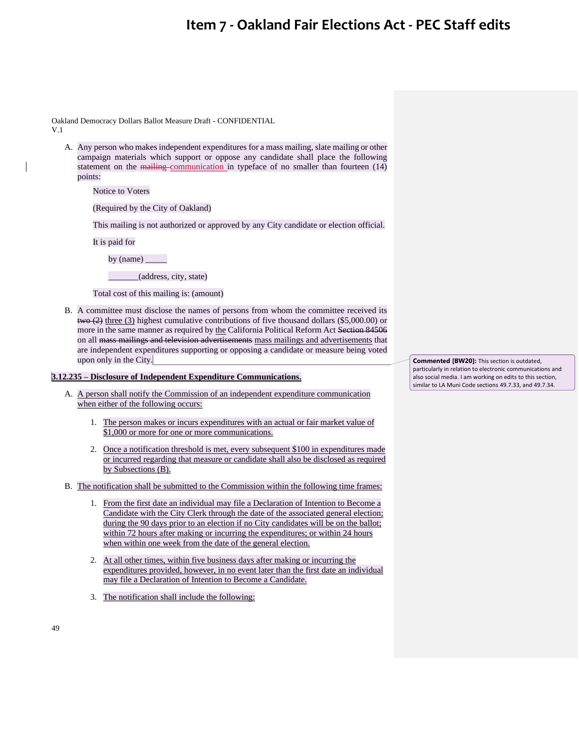# Item 7 - Oakland Fair Elections Act - PEC Staff edits

Oakland Democracy Dollars Ballot Measure Draft - CONFIDENTIAL
V.1

A. Any person who makes independent expenditures for a mass mailing, slate mailing or other campaign materials which support or oppose any candidate shall place the following statement on the ~~mailing~~ communication in typeface of no smaller than fourteen (14) points:

   Notice to Voters

   (Required by the City of Oakland)

   This mailing is not authorized or approved by any City candidate or election official.

   It is paid for

   by (name) _____

   _______(address, city, state)

   Total cost of this mailing is: (amount)

B. A committee must disclose the names of persons from whom the committee received its ~~two (2)~~ three (3) highest cumulative contributions of five thousand dollars ($5,000.00) or more in the same manner as required by the California Political Reform Act ~~Section 84506~~ on all ~~mass mailings and television advertisements~~ mass mailings and advertisements that are independent expenditures supporting or opposing a candidate or measure being voted upon only in the City.

> **Commented [BW20]:** This section is outdated, particularly in relation to electronic communications and also social media. I am working on edits to this section, similar to LA Muni Code sections 49.7.33, and 49.7.34.

**3.12.235 – Disclosure of Independent Expenditure Communications.**

A. A person shall notify the Commission of an independent expenditure communication when either of the following occurs:

   1. The person makes or incurs expenditures with an actual or fair market value of $1,000 or more for one or more communications.

   2. Once a notification threshold is met, every subsequent $100 in expenditures made or incurred regarding that measure or candidate shall also be disclosed as required by Subsections (B).

B. The notification shall be submitted to the Commission within the following time frames:

   1. From the first date an individual may file a Declaration of Intention to Become a Candidate with the City Clerk through the date of the associated general election; during the 90 days prior to an election if no City candidates will be on the ballot; within 72 hours after making or incurring the expenditures; or within 24 hours when within one week from the date of the general election.

   2. At all other times, within five business days after making or incurring the expenditures provided, however, in no event later than the first date an individual may file a Declaration of Intention to Become a Candidate.

   3. The notification shall include the following: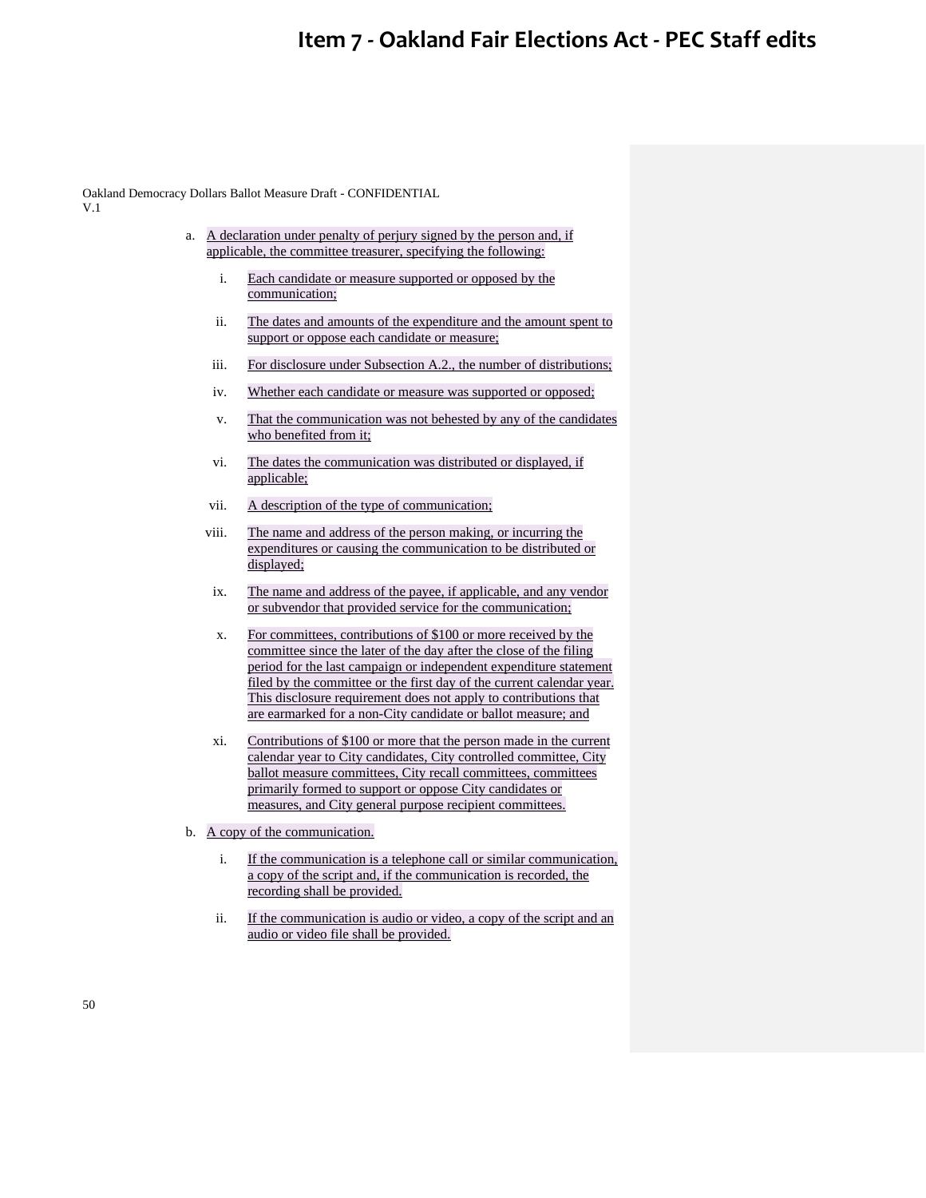a. A declaration under penalty of perjury signed by the person and, if applicable, the committee treasurer, specifying the following:

    i. Each candidate or measure supported or opposed by the communication;

    ii. The dates and amounts of the expenditure and the amount spent to support or oppose each candidate or measure;

    iii. For disclosure under Subsection A.2., the number of distributions;

    iv. Whether each candidate or measure was supported or opposed;

    v. That the communication was not behested by any of the candidates who benefited from it;

    vi. The dates the communication was distributed or displayed, if applicable;

    vii. A description of the type of communication;

    viii. The name and address of the person making, or incurring the expenditures or causing the communication to be distributed or displayed;

    ix. The name and address of the payee, if applicable, and any vendor or subvendor that provided service for the communication;

    x. For committees, contributions of $100 or more received by the committee since the later of the day after the close of the filing period for the last campaign or independent expenditure statement filed by the committee or the first day of the current calendar year. This disclosure requirement does not apply to contributions that are earmarked for a non-City candidate or ballot measure; and

    xi. Contributions of $100 or more that the person made in the current calendar year to City candidates, City controlled committee, City ballot measure committees, City recall committees, committees primarily formed to support or oppose City candidates or measures, and City general purpose recipient committees.

b. A copy of the communication.

    i. If the communication is a telephone call or similar communication, a copy of the script and, if the communication is recorded, the recording shall be provided.

    ii. If the communication is audio or video, a copy of the script and an audio or video file shall be provided.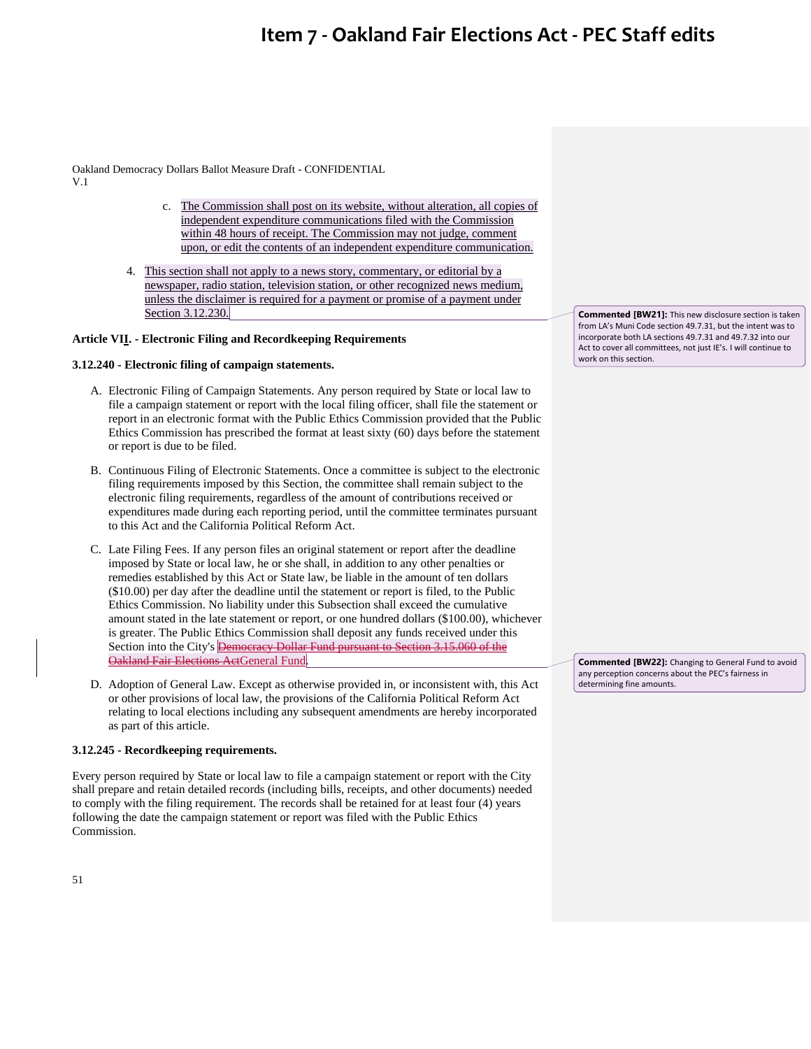Oakland Democracy Dollars Ballot Measure Draft - CONFIDENTIAL
V.1

c. The Commission shall post on its website, without alteration, all copies of independent expenditure communications filed with the Commission within 48 hours of receipt. The Commission may not judge, comment upon, or edit the contents of an independent expenditure communication.

4. This section shall not apply to a news story, commentary, or editorial by a newspaper, radio station, television station, or other recognized news medium, unless the disclaimer is required for a payment or promise of a payment under Section 3.12.230.

> **Commented [BW21]:** This new disclosure section is taken from LA's Muni Code section 49.7.31, but the intent was to incorporate both LA sections 49.7.31 and 49.7.32 into our Act to cover all committees, not just IE's. I will continue to work on this section.

**Article VII. - Electronic Filing and Recordkeeping Requirements**

**3.12.240 - Electronic filing of campaign statements.**

A. Electronic Filing of Campaign Statements. Any person required by State or local law to file a campaign statement or report with the local filing officer, shall file the statement or report in an electronic format with the Public Ethics Commission provided that the Public Ethics Commission has prescribed the format at least sixty (60) days before the statement or report is due to be filed.

B. Continuous Filing of Electronic Statements. Once a committee is subject to the electronic filing requirements imposed by this Section, the committee shall remain subject to the electronic filing requirements, regardless of the amount of contributions received or expenditures made during each reporting period, until the committee terminates pursuant to this Act and the California Political Reform Act.

C. Late Filing Fees. If any person files an original statement or report after the deadline imposed by State or local law, he or she shall, in addition to any other penalties or remedies established by this Act or State law, be liable in the amount of ten dollars ($10.00) per day after the deadline until the statement or report is filed, to the Public Ethics Commission. No liability under this Subsection shall exceed the cumulative amount stated in the late statement or report, or one hundred dollars ($100.00), whichever is greater. The Public Ethics Commission shall deposit any funds received under this Section into the City's ~~Democracy Dollar Fund pursuant to Section 3.15.060 of the Oakland Fair Elections Act~~General Fund.

> **Commented [BW22]:** Changing to General Fund to avoid any perception concerns about the PEC's fairness in determining fine amounts.

D. Adoption of General Law. Except as otherwise provided in, or inconsistent with, this Act or other provisions of local law, the provisions of the California Political Reform Act relating to local elections including any subsequent amendments are hereby incorporated as part of this article.

**3.12.245 - Recordkeeping requirements.**

Every person required by State or local law to file a campaign statement or report with the City shall prepare and retain detailed records (including bills, receipts, and other documents) needed to comply with the filing requirement. The records shall be retained for at least four (4) years following the date the campaign statement or report was filed with the Public Ethics Commission.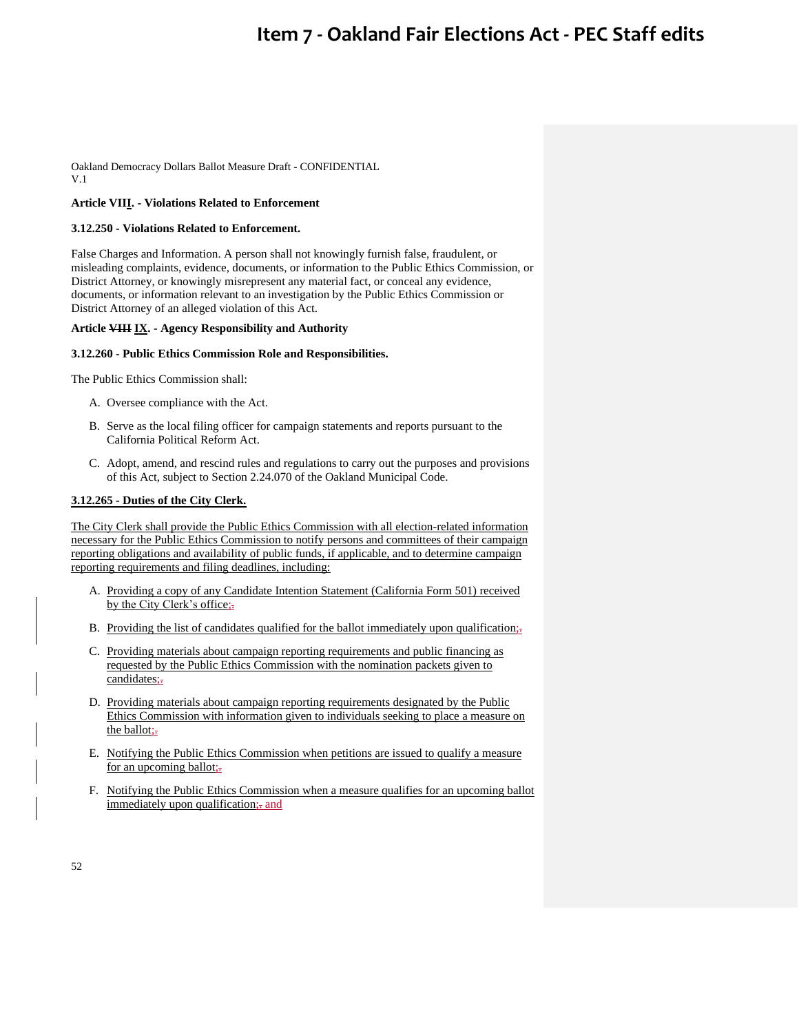# Item 7 - Oakland Fair Elections Act - PEC Staff edits

Oakland Democracy Dollars Ballot Measure Draft - CONFIDENTIAL
V.1

**Article VIII. - Violations Related to Enforcement**

**3.12.250 - Violations Related to Enforcement.**

False Charges and Information. A person shall not knowingly furnish false, fraudulent, or misleading complaints, evidence, documents, or information to the Public Ethics Commission, or District Attorney, or knowingly misrepresent any material fact, or conceal any evidence, documents, or information relevant to an investigation by the Public Ethics Commission or District Attorney of an alleged violation of this Act.

**Article ~~VIII~~ IX. - Agency Responsibility and Authority**

**3.12.260 - Public Ethics Commission Role and Responsibilities.**

The Public Ethics Commission shall:

A. Oversee compliance with the Act.

B. Serve as the local filing officer for campaign statements and reports pursuant to the California Political Reform Act.

C. Adopt, amend, and rescind rules and regulations to carry out the purposes and provisions of this Act, subject to Section 2.24.070 of the Oakland Municipal Code.

**3.12.265 - Duties of the City Clerk.**

The City Clerk shall provide the Public Ethics Commission with all election-related information necessary for the Public Ethics Commission to notify persons and committees of their campaign reporting obligations and availability of public funds, if applicable, and to determine campaign reporting requirements and filing deadlines, including:

A. Providing a copy of any Candidate Intention Statement (California Form 501) received by the City Clerk's office;~~.~~

B. Providing the list of candidates qualified for the ballot immediately upon qualification;~~.~~

C. Providing materials about campaign reporting requirements and public financing as requested by the Public Ethics Commission with the nomination packets given to candidates;~~.~~

D. Providing materials about campaign reporting requirements designated by the Public Ethics Commission with information given to individuals seeking to place a measure on the ballot;~~.~~

E. Notifying the Public Ethics Commission when petitions are issued to qualify a measure for an upcoming ballot;~~.~~

F. Notifying the Public Ethics Commission when a measure qualifies for an upcoming ballot immediately upon qualification;~~.~~ and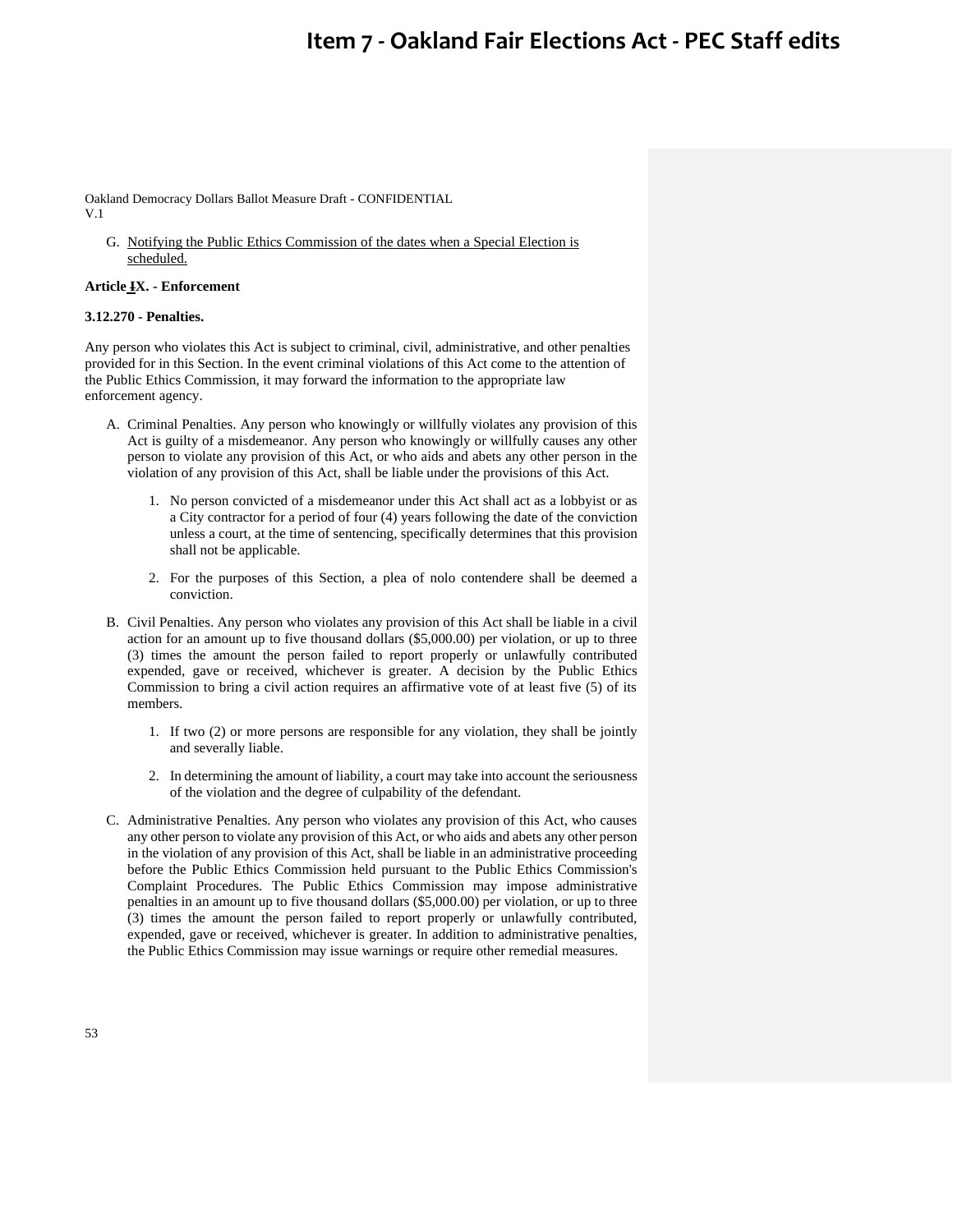G. Notifying the Public Ethics Commission of the dates when a Special Election is scheduled.

**Article IX. - Enforcement**

**3.12.270 - Penalties.**

Any person who violates this Act is subject to criminal, civil, administrative, and other penalties provided for in this Section. In the event criminal violations of this Act come to the attention of the Public Ethics Commission, it may forward the information to the appropriate law enforcement agency.

A. Criminal Penalties. Any person who knowingly or willfully violates any provision of this Act is guilty of a misdemeanor. Any person who knowingly or willfully causes any other person to violate any provision of this Act, or who aids and abets any other person in the violation of any provision of this Act, shall be liable under the provisions of this Act.

   1. No person convicted of a misdemeanor under this Act shall act as a lobbyist or as a City contractor for a period of four (4) years following the date of the conviction unless a court, at the time of sentencing, specifically determines that this provision shall not be applicable.

   2. For the purposes of this Section, a plea of nolo contendere shall be deemed a conviction.

B. Civil Penalties. Any person who violates any provision of this Act shall be liable in a civil action for an amount up to five thousand dollars ($5,000.00) per violation, or up to three (3) times the amount the person failed to report properly or unlawfully contributed expended, gave or received, whichever is greater. A decision by the Public Ethics Commission to bring a civil action requires an affirmative vote of at least five (5) of its members.

   1. If two (2) or more persons are responsible for any violation, they shall be jointly and severally liable.

   2. In determining the amount of liability, a court may take into account the seriousness of the violation and the degree of culpability of the defendant.

C. Administrative Penalties. Any person who violates any provision of this Act, who causes any other person to violate any provision of this Act, or who aids and abets any other person in the violation of any provision of this Act, shall be liable in an administrative proceeding before the Public Ethics Commission held pursuant to the Public Ethics Commission's Complaint Procedures. The Public Ethics Commission may impose administrative penalties in an amount up to five thousand dollars ($5,000.00) per violation, or up to three (3) times the amount the person failed to report properly or unlawfully contributed, expended, gave or received, whichever is greater. In addition to administrative penalties, the Public Ethics Commission may issue warnings or require other remedial measures.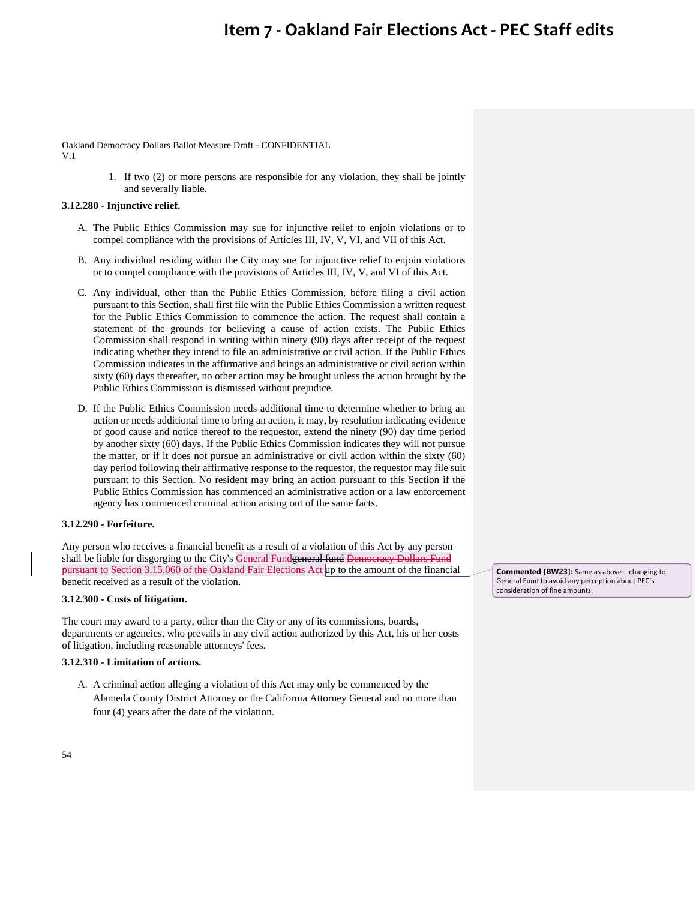# Item 7 - Oakland Fair Elections Act - PEC Staff edits

Oakland Democracy Dollars Ballot Measure Draft - CONFIDENTIAL
V.1

1. If two (2) or more persons are responsible for any violation, they shall be jointly and severally liable.

### 3.12.280 - Injunctive relief.

A. The Public Ethics Commission may sue for injunctive relief to enjoin violations or to compel compliance with the provisions of Articles III, IV, V, VI, and VII of this Act.

B. Any individual residing within the City may sue for injunctive relief to enjoin violations or to compel compliance with the provisions of Articles III, IV, V, and VI of this Act.

C. Any individual, other than the Public Ethics Commission, before filing a civil action pursuant to this Section, shall first file with the Public Ethics Commission a written request for the Public Ethics Commission to commence the action. The request shall contain a statement of the grounds for believing a cause of action exists. The Public Ethics Commission shall respond in writing within ninety (90) days after receipt of the request indicating whether they intend to file an administrative or civil action. If the Public Ethics Commission indicates in the affirmative and brings an administrative or civil action within sixty (60) days thereafter, no other action may be brought unless the action brought by the Public Ethics Commission is dismissed without prejudice.

D. If the Public Ethics Commission needs additional time to determine whether to bring an action or needs additional time to bring an action, it may, by resolution indicating evidence of good cause and notice thereof to the requestor, extend the ninety (90) day time period by another sixty (60) days. If the Public Ethics Commission indicates they will not pursue the matter, or if it does not pursue an administrative or civil action within the sixty (60) day period following their affirmative response to the requestor, the requestor may file suit pursuant to this Section. No resident may bring an action pursuant to this Section if the Public Ethics Commission has commenced an administrative action or a law enforcement agency has commenced criminal action arising out of the same facts.

### 3.12.290 - Forfeiture.

Any person who receives a financial benefit as a result of a violation of this Act by any person shall be liable for disgorging to the City's General Fund~~general fund~~ ~~Democracy Dollars Fund pursuant to Section 3.15.060 of the Oakland Fair Elections Act~~ up to the amount of the financial benefit received as a result of the violation.

> **Commented [BW23]:** Same as above – changing to General Fund to avoid any perception about PEC's consideration of fine amounts.

### 3.12.300 - Costs of litigation.

The court may award to a party, other than the City or any of its commissions, boards, departments or agencies, who prevails in any civil action authorized by this Act, his or her costs of litigation, including reasonable attorneys' fees.

### 3.12.310 - Limitation of actions.

A. A criminal action alleging a violation of this Act may only be commenced by the Alameda County District Attorney or the California Attorney General and no more than four (4) years after the date of the violation.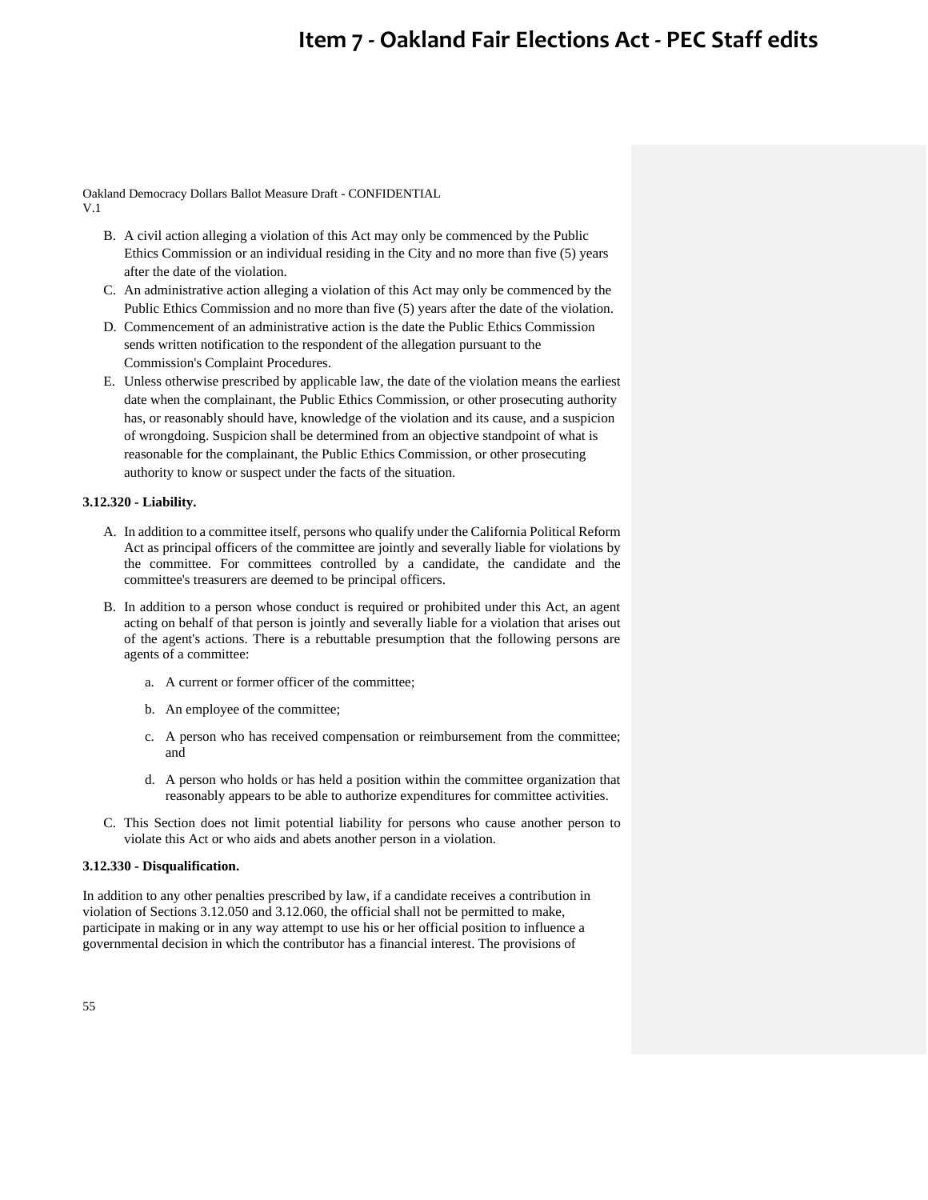Oakland Democracy Dollars Ballot Measure Draft - CONFIDENTIAL
V.1

B. A civil action alleging a violation of this Act may only be commenced by the Public Ethics Commission or an individual residing in the City and no more than five (5) years after the date of the violation.

C. An administrative action alleging a violation of this Act may only be commenced by the Public Ethics Commission and no more than five (5) years after the date of the violation.

D. Commencement of an administrative action is the date the Public Ethics Commission sends written notification to the respondent of the allegation pursuant to the Commission's Complaint Procedures.

E. Unless otherwise prescribed by applicable law, the date of the violation means the earliest date when the complainant, the Public Ethics Commission, or other prosecuting authority has, or reasonably should have, knowledge of the violation and its cause, and a suspicion of wrongdoing. Suspicion shall be determined from an objective standpoint of what is reasonable for the complainant, the Public Ethics Commission, or other prosecuting authority to know or suspect under the facts of the situation.

**3.12.320 - Liability.**

A. In addition to a committee itself, persons who qualify under the California Political Reform Act as principal officers of the committee are jointly and severally liable for violations by the committee. For committees controlled by a candidate, the candidate and the committee's treasurers are deemed to be principal officers.

B. In addition to a person whose conduct is required or prohibited under this Act, an agent acting on behalf of that person is jointly and severally liable for a violation that arises out of the agent's actions. There is a rebuttable presumption that the following persons are agents of a committee:

   a. A current or former officer of the committee;

   b. An employee of the committee;

   c. A person who has received compensation or reimbursement from the committee; and

   d. A person who holds or has held a position within the committee organization that reasonably appears to be able to authorize expenditures for committee activities.

C. This Section does not limit potential liability for persons who cause another person to violate this Act or who aids and abets another person in a violation.

**3.12.330 - Disqualification.**

In addition to any other penalties prescribed by law, if a candidate receives a contribution in violation of Sections 3.12.050 and 3.12.060, the official shall not be permitted to make, participate in making or in any way attempt to use his or her official position to influence a governmental decision in which the contributor has a financial interest. The provisions of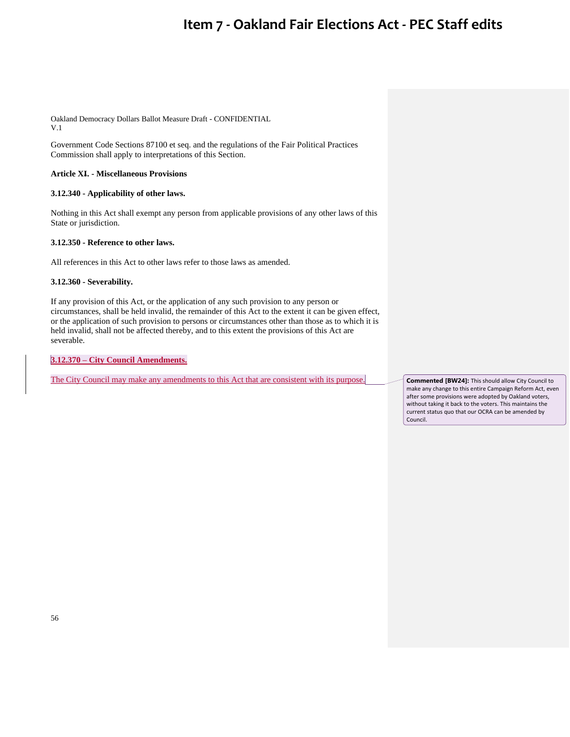Oakland Democracy Dollars Ballot Measure Draft - CONFIDENTIAL
V.1

Government Code Sections 87100 et seq. and the regulations of the Fair Political Practices Commission shall apply to interpretations of this Section.

**Article XI. - Miscellaneous Provisions**

**3.12.340 - Applicability of other laws.**

Nothing in this Act shall exempt any person from applicable provisions of any other laws of this State or jurisdiction.

**3.12.350 - Reference to other laws.**

All references in this Act to other laws refer to those laws as amended.

**3.12.360 - Severability.**

If any provision of this Act, or the application of any such provision to any person or circumstances, shall be held invalid, the remainder of this Act to the extent it can be given effect, or the application of such provision to persons or circumstances other than those as to which it is held invalid, shall not be affected thereby, and to this extent the provisions of this Act are severable.

**3.12.370 – City Council Amendments.**

The City Council may make any amendments to this Act that are consistent with its purpose.

**Commented [BW24]:** This should allow City Council to make any change to this entire Campaign Reform Act, even after some provisions were adopted by Oakland voters, without taking it back to the voters. This maintains the current status quo that our OCRA can be amended by Council.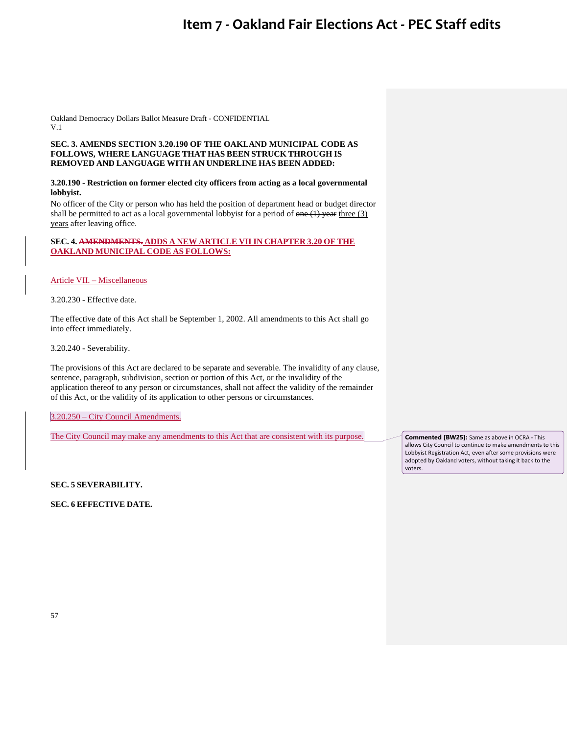Oakland Democracy Dollars Ballot Measure Draft - CONFIDENTIAL
V.1

**SEC. 3. AMENDS SECTION 3.20.190 OF THE OAKLAND MUNICIPAL CODE AS FOLLOWS, WHERE LANGUAGE THAT HAS BEEN STRUCK THROUGH IS REMOVED AND LANGUAGE WITH AN UNDERLINE HAS BEEN ADDED:**

**3.20.190 - Restriction on former elected city officers from acting as a local governmental lobbyist.**

No officer of the City or person who has held the position of department head or budget director shall be permitted to act as a local governmental lobbyist for a period of ~~one (1) year~~ <u>three (3) years</u> after leaving office.

**SEC. 4. ~~AMENDMENTS.~~ <u>ADDS A NEW ARTICLE VII IN CHAPTER 3.20 OF THE OAKLAND MUNICIPAL CODE AS FOLLOWS:</u>**

<u>Article VII. – Miscellaneous</u>

3.20.230 - Effective date.

The effective date of this Act shall be September 1, 2002. All amendments to this Act shall go into effect immediately.

3.20.240 - Severability.

The provisions of this Act are declared to be separate and severable. The invalidity of any clause, sentence, paragraph, subdivision, section or portion of this Act, or the invalidity of the application thereof to any person or circumstances, shall not affect the validity of the remainder of this Act, or the validity of its application to other persons or circumstances.

<u>3.20.250 – City Council Amendments.</u>

<u>The City Council may make any amendments to this Act that are consistent with its purpose.</u>

> **Commented [BW25]:** Same as above in OCRA - This allows City Council to continue to make amendments to this Lobbyist Registration Act, even after some provisions were adopted by Oakland voters, without taking it back to the voters.

**SEC. 5 SEVERABILITY.**

**SEC. 6 EFFECTIVE DATE.**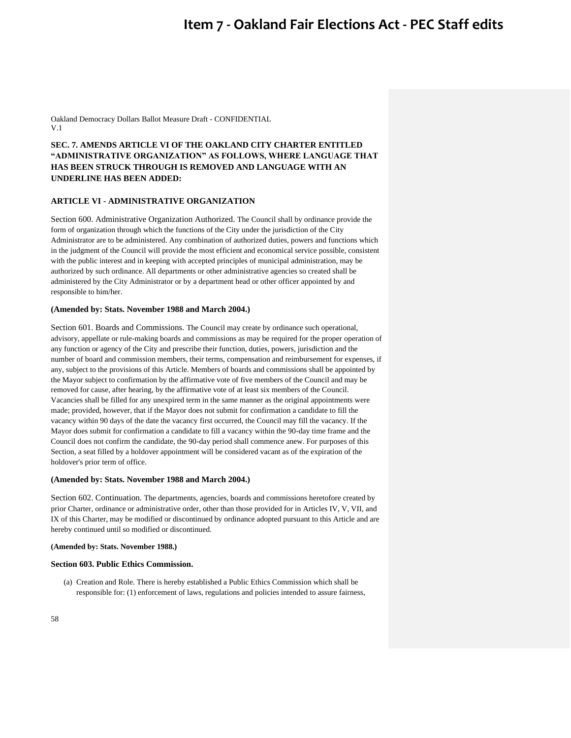Oakland Democracy Dollars Ballot Measure Draft - CONFIDENTIAL
V.1

**SEC. 7. AMENDS ARTICLE VI OF THE OAKLAND CITY CHARTER ENTITLED "ADMINISTRATIVE ORGANIZATION" AS FOLLOWS, WHERE LANGUAGE THAT HAS BEEN STRUCK THROUGH IS REMOVED AND LANGUAGE WITH AN UNDERLINE HAS BEEN ADDED:**

**ARTICLE VI - ADMINISTRATIVE ORGANIZATION**

Section 600. Administrative Organization Authorized. The Council shall by ordinance provide the form of organization through which the functions of the City under the jurisdiction of the City Administrator are to be administered. Any combination of authorized duties, powers and functions which in the judgment of the Council will provide the most efficient and economical service possible, consistent with the public interest and in keeping with accepted principles of municipal administration, may be authorized by such ordinance. All departments or other administrative agencies so created shall be administered by the City Administrator or by a department head or other officer appointed by and responsible to him/her.

**(Amended by: Stats. November 1988 and March 2004.)**

Section 601. Boards and Commissions. The Council may create by ordinance such operational, advisory, appellate or rule-making boards and commissions as may be required for the proper operation of any function or agency of the City and prescribe their function, duties, powers, jurisdiction and the number of board and commission members, their terms, compensation and reimbursement for expenses, if any, subject to the provisions of this Article. Members of boards and commissions shall be appointed by the Mayor subject to confirmation by the affirmative vote of five members of the Council and may be removed for cause, after hearing, by the affirmative vote of at least six members of the Council. Vacancies shall be filled for any unexpired term in the same manner as the original appointments were made; provided, however, that if the Mayor does not submit for confirmation a candidate to fill the vacancy within 90 days of the date the vacancy first occurred, the Council may fill the vacancy. If the Mayor does submit for confirmation a candidate to fill a vacancy within the 90-day time frame and the Council does not confirm the candidate, the 90-day period shall commence anew. For purposes of this Section, a seat filled by a holdover appointment will be considered vacant as of the expiration of the holdover's prior term of office.

**(Amended by: Stats. November 1988 and March 2004.)**

Section 602. Continuation. The departments, agencies, boards and commissions heretofore created by prior Charter, ordinance or administrative order, other than those provided for in Articles IV, V, VII, and IX of this Charter, may be modified or discontinued by ordinance adopted pursuant to this Article and are hereby continued until so modified or discontinued.

**(Amended by: Stats. November 1988.)**

**Section 603. Public Ethics Commission.**

(a) Creation and Role. There is hereby established a Public Ethics Commission which shall be responsible for: (1) enforcement of laws, regulations and policies intended to assure fairness,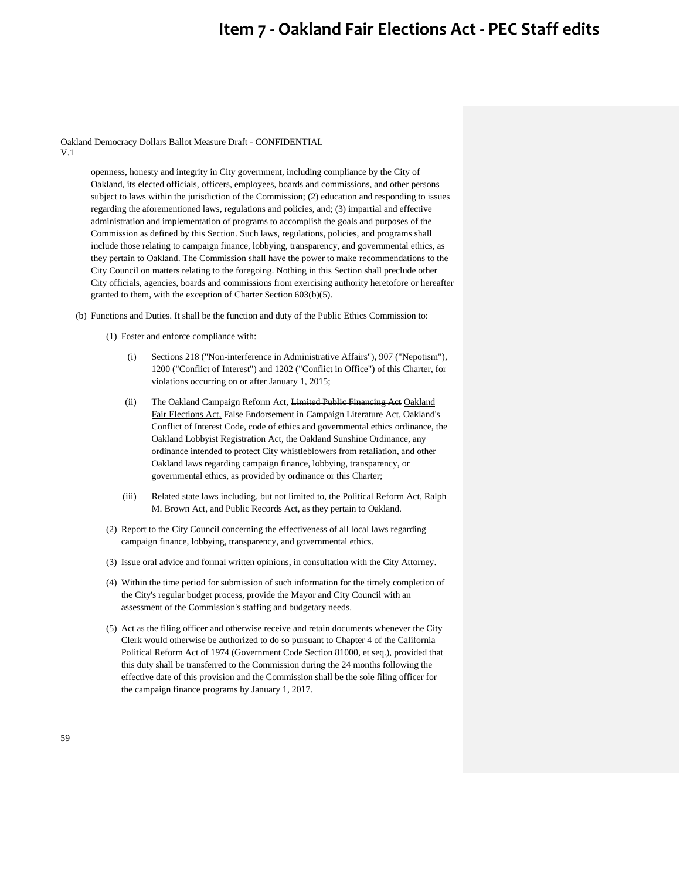openness, honesty and integrity in City government, including compliance by the City of Oakland, its elected officials, officers, employees, boards and commissions, and other persons subject to laws within the jurisdiction of the Commission; (2) education and responding to issues regarding the aforementioned laws, regulations and policies, and; (3) impartial and effective administration and implementation of programs to accomplish the goals and purposes of the Commission as defined by this Section. Such laws, regulations, policies, and programs shall include those relating to campaign finance, lobbying, transparency, and governmental ethics, as they pertain to Oakland. The Commission shall have the power to make recommendations to the City Council on matters relating to the foregoing. Nothing in this Section shall preclude other City officials, agencies, boards and commissions from exercising authority heretofore or hereafter granted to them, with the exception of Charter Section 603(b)(5).

(b) Functions and Duties. It shall be the function and duty of the Public Ethics Commission to:

(1) Foster and enforce compliance with:

(i) Sections 218 ("Non-interference in Administrative Affairs"), 907 ("Nepotism"), 1200 ("Conflict of Interest") and 1202 ("Conflict in Office") of this Charter, for violations occurring on or after January 1, 2015;

(ii) The Oakland Campaign Reform Act, ~~Limited Public Financing Act~~ Oakland Fair Elections Act, False Endorsement in Campaign Literature Act, Oakland's Conflict of Interest Code, code of ethics and governmental ethics ordinance, the Oakland Lobbyist Registration Act, the Oakland Sunshine Ordinance, any ordinance intended to protect City whistleblowers from retaliation, and other Oakland laws regarding campaign finance, lobbying, transparency, or governmental ethics, as provided by ordinance or this Charter;

(iii) Related state laws including, but not limited to, the Political Reform Act, Ralph M. Brown Act, and Public Records Act, as they pertain to Oakland.

(2) Report to the City Council concerning the effectiveness of all local laws regarding campaign finance, lobbying, transparency, and governmental ethics.

(3) Issue oral advice and formal written opinions, in consultation with the City Attorney.

(4) Within the time period for submission of such information for the timely completion of the City's regular budget process, provide the Mayor and City Council with an assessment of the Commission's staffing and budgetary needs.

(5) Act as the filing officer and otherwise receive and retain documents whenever the City Clerk would otherwise be authorized to do so pursuant to Chapter 4 of the California Political Reform Act of 1974 (Government Code Section 81000, et seq.), provided that this duty shall be transferred to the Commission during the 24 months following the effective date of this provision and the Commission shall be the sole filing officer for the campaign finance programs by January 1, 2017.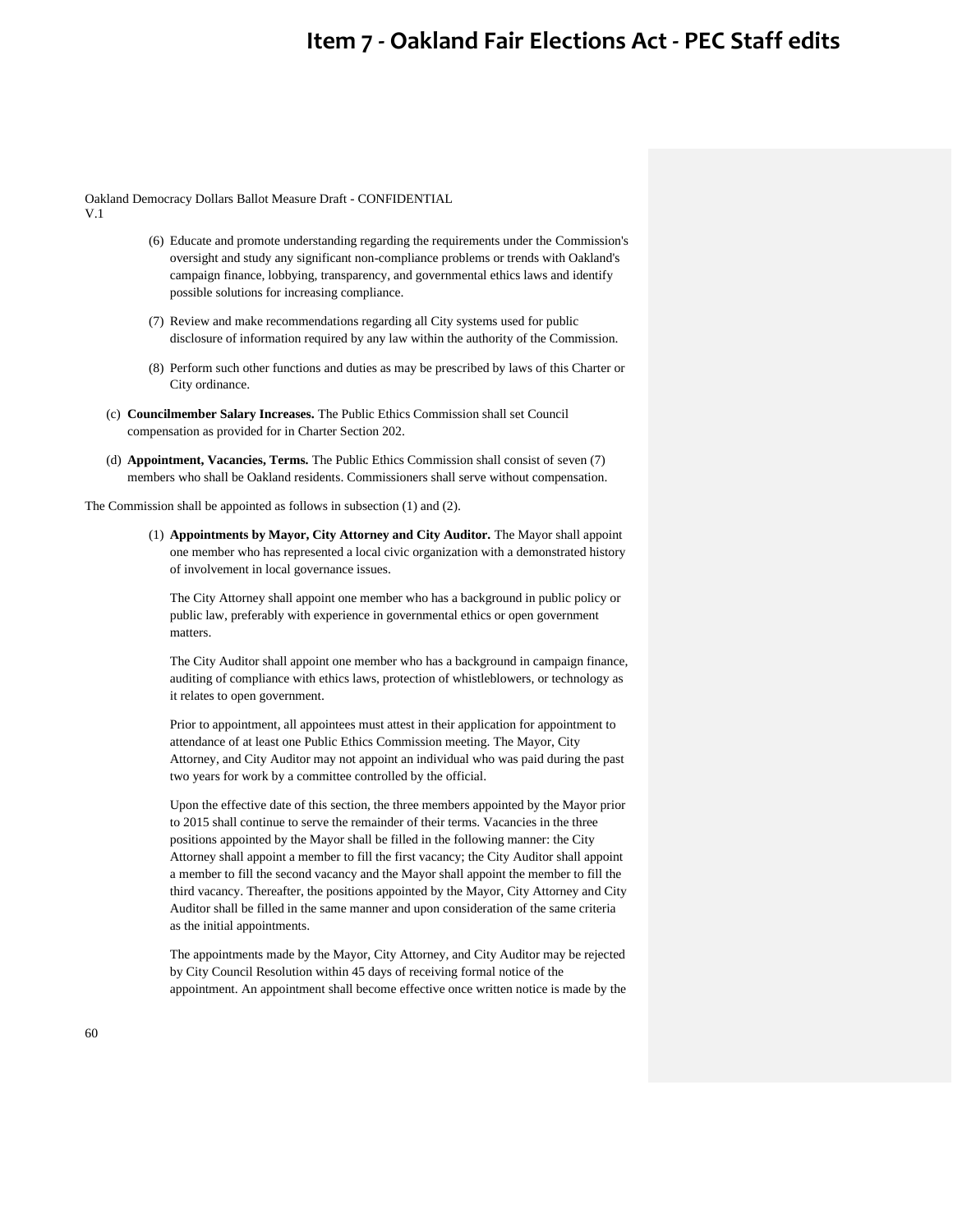(6) Educate and promote understanding regarding the requirements under the Commission's oversight and study any significant non-compliance problems or trends with Oakland's campaign finance, lobbying, transparency, and governmental ethics laws and identify possible solutions for increasing compliance.

(7) Review and make recommendations regarding all City systems used for public disclosure of information required by any law within the authority of the Commission.

(8) Perform such other functions and duties as may be prescribed by laws of this Charter or City ordinance.

(c) **Councilmember Salary Increases.** The Public Ethics Commission shall set Council compensation as provided for in Charter Section 202.

(d) **Appointment, Vacancies, Terms.** The Public Ethics Commission shall consist of seven (7) members who shall be Oakland residents. Commissioners shall serve without compensation.

The Commission shall be appointed as follows in subsection (1) and (2).

(1) **Appointments by Mayor, City Attorney and City Auditor.** The Mayor shall appoint one member who has represented a local civic organization with a demonstrated history of involvement in local governance issues.

The City Attorney shall appoint one member who has a background in public policy or public law, preferably with experience in governmental ethics or open government matters.

The City Auditor shall appoint one member who has a background in campaign finance, auditing of compliance with ethics laws, protection of whistleblowers, or technology as it relates to open government.

Prior to appointment, all appointees must attest in their application for appointment to attendance of at least one Public Ethics Commission meeting. The Mayor, City Attorney, and City Auditor may not appoint an individual who was paid during the past two years for work by a committee controlled by the official.

Upon the effective date of this section, the three members appointed by the Mayor prior to 2015 shall continue to serve the remainder of their terms. Vacancies in the three positions appointed by the Mayor shall be filled in the following manner: the City Attorney shall appoint a member to fill the first vacancy; the City Auditor shall appoint a member to fill the second vacancy and the Mayor shall appoint the member to fill the third vacancy. Thereafter, the positions appointed by the Mayor, City Attorney and City Auditor shall be filled in the same manner and upon consideration of the same criteria as the initial appointments.

The appointments made by the Mayor, City Attorney, and City Auditor may be rejected by City Council Resolution within 45 days of receiving formal notice of the appointment. An appointment shall become effective once written notice is made by the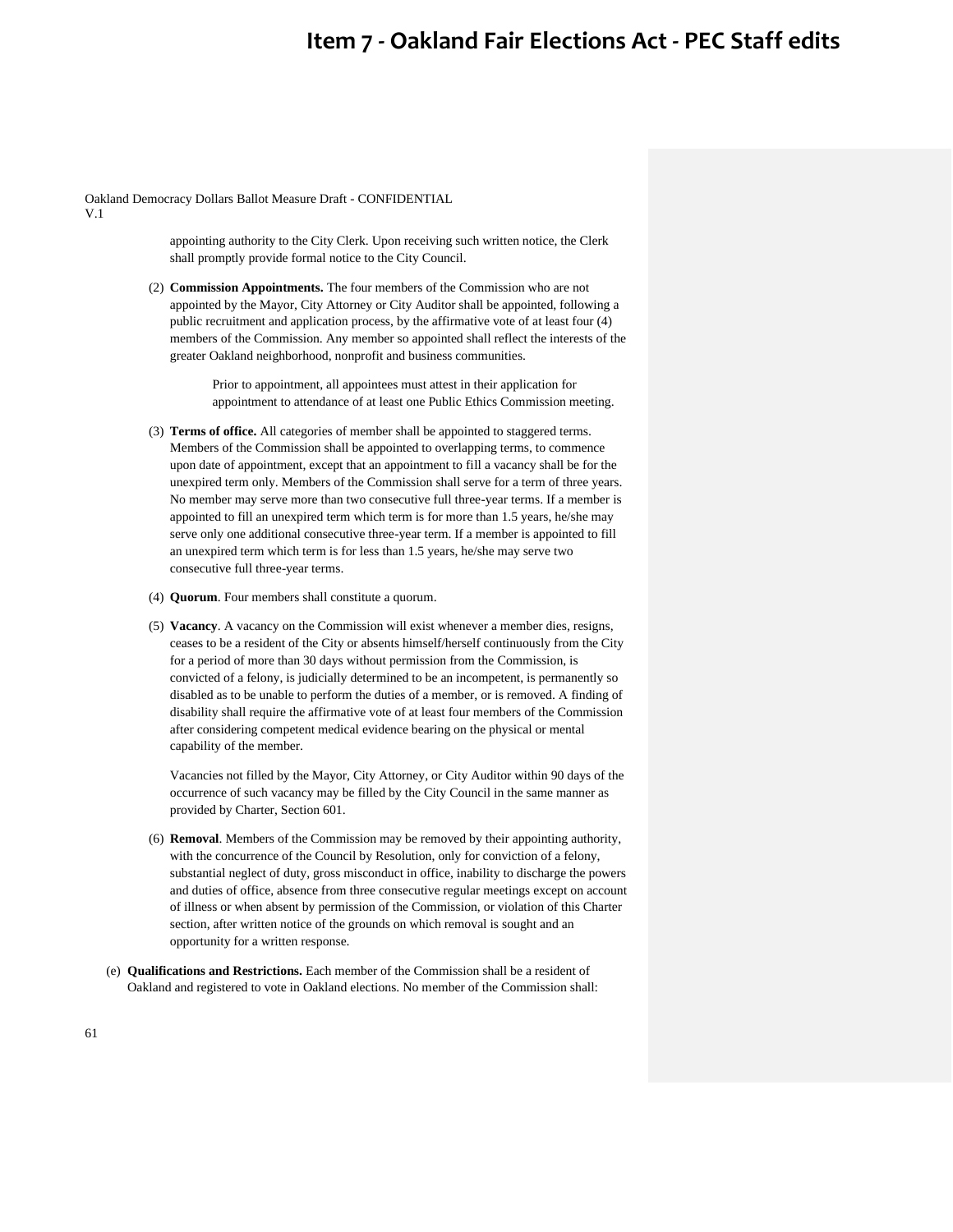appointing authority to the City Clerk. Upon receiving such written notice, the Clerk shall promptly provide formal notice to the City Council.

(2) **Commission Appointments.** The four members of the Commission who are not appointed by the Mayor, City Attorney or City Auditor shall be appointed, following a public recruitment and application process, by the affirmative vote of at least four (4) members of the Commission. Any member so appointed shall reflect the interests of the greater Oakland neighborhood, nonprofit and business communities.

Prior to appointment, all appointees must attest in their application for appointment to attendance of at least one Public Ethics Commission meeting.

(3) **Terms of office.** All categories of member shall be appointed to staggered terms. Members of the Commission shall be appointed to overlapping terms, to commence upon date of appointment, except that an appointment to fill a vacancy shall be for the unexpired term only. Members of the Commission shall serve for a term of three years. No member may serve more than two consecutive full three-year terms. If a member is appointed to fill an unexpired term which term is for more than 1.5 years, he/she may serve only one additional consecutive three-year term. If a member is appointed to fill an unexpired term which term is for less than 1.5 years, he/she may serve two consecutive full three-year terms.

(4) **Quorum**. Four members shall constitute a quorum.

(5) **Vacancy**. A vacancy on the Commission will exist whenever a member dies, resigns, ceases to be a resident of the City or absents himself/herself continuously from the City for a period of more than 30 days without permission from the Commission, is convicted of a felony, is judicially determined to be an incompetent, is permanently so disabled as to be unable to perform the duties of a member, or is removed. A finding of disability shall require the affirmative vote of at least four members of the Commission after considering competent medical evidence bearing on the physical or mental capability of the member.

Vacancies not filled by the Mayor, City Attorney, or City Auditor within 90 days of the occurrence of such vacancy may be filled by the City Council in the same manner as provided by Charter, Section 601.

(6) **Removal**. Members of the Commission may be removed by their appointing authority, with the concurrence of the Council by Resolution, only for conviction of a felony, substantial neglect of duty, gross misconduct in office, inability to discharge the powers and duties of office, absence from three consecutive regular meetings except on account of illness or when absent by permission of the Commission, or violation of this Charter section, after written notice of the grounds on which removal is sought and an opportunity for a written response.

(e) **Qualifications and Restrictions.** Each member of the Commission shall be a resident of Oakland and registered to vote in Oakland elections. No member of the Commission shall: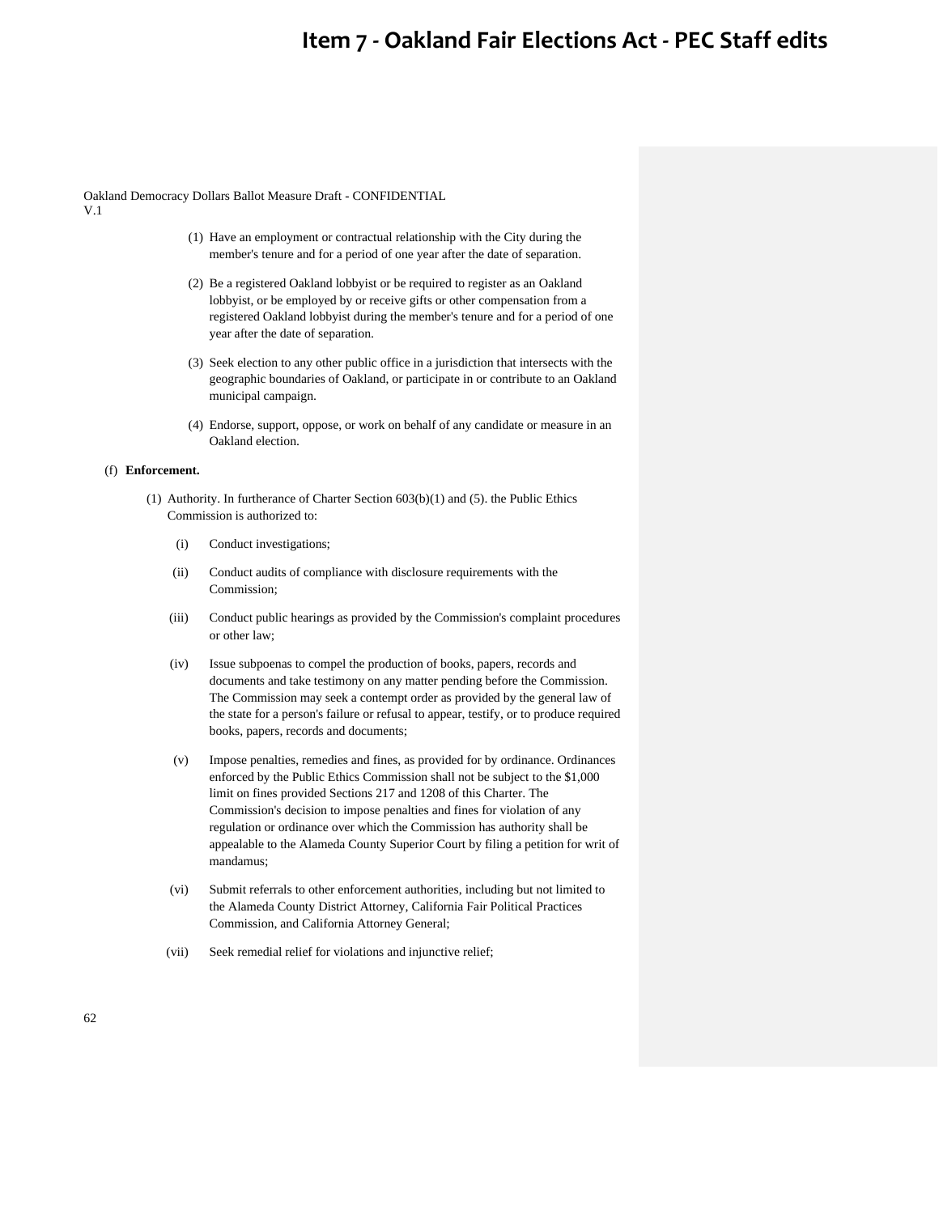(1) Have an employment or contractual relationship with the City during the member's tenure and for a period of one year after the date of separation.

(2) Be a registered Oakland lobbyist or be required to register as an Oakland lobbyist, or be employed by or receive gifts or other compensation from a registered Oakland lobbyist during the member's tenure and for a period of one year after the date of separation.

(3) Seek election to any other public office in a jurisdiction that intersects with the geographic boundaries of Oakland, or participate in or contribute to an Oakland municipal campaign.

(4) Endorse, support, oppose, or work on behalf of any candidate or measure in an Oakland election.

(f) **Enforcement.**

(1) Authority. In furtherance of Charter Section 603(b)(1) and (5). the Public Ethics Commission is authorized to:

(i) Conduct investigations;

(ii) Conduct audits of compliance with disclosure requirements with the Commission;

(iii) Conduct public hearings as provided by the Commission's complaint procedures or other law;

(iv) Issue subpoenas to compel the production of books, papers, records and documents and take testimony on any matter pending before the Commission. The Commission may seek a contempt order as provided by the general law of the state for a person's failure or refusal to appear, testify, or to produce required books, papers, records and documents;

(v) Impose penalties, remedies and fines, as provided for by ordinance. Ordinances enforced by the Public Ethics Commission shall not be subject to the $1,000 limit on fines provided Sections 217 and 1208 of this Charter. The Commission's decision to impose penalties and fines for violation of any regulation or ordinance over which the Commission has authority shall be appealable to the Alameda County Superior Court by filing a petition for writ of mandamus;

(vi) Submit referrals to other enforcement authorities, including but not limited to the Alameda County District Attorney, California Fair Political Practices Commission, and California Attorney General;

(vii) Seek remedial relief for violations and injunctive relief;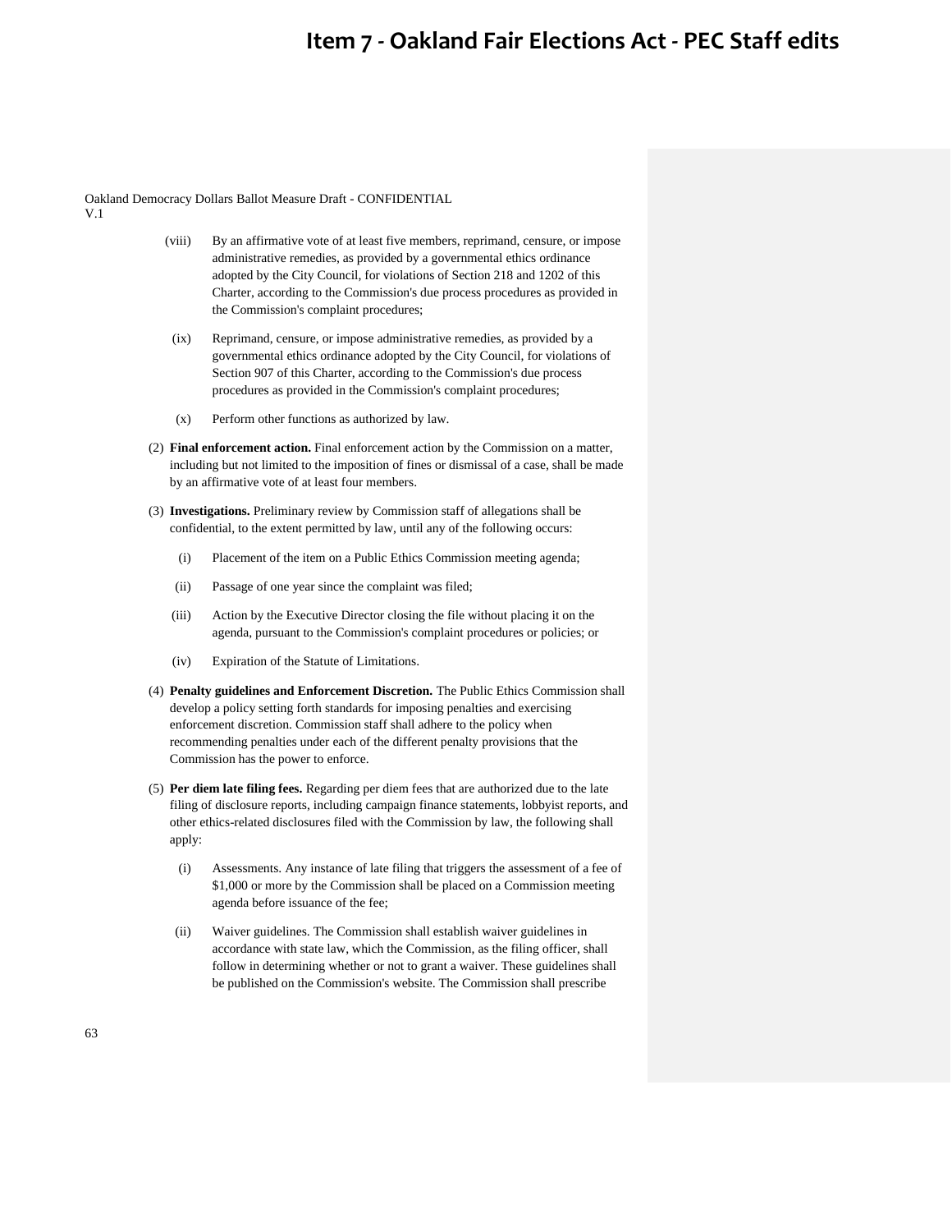(viii) By an affirmative vote of at least five members, reprimand, censure, or impose administrative remedies, as provided by a governmental ethics ordinance adopted by the City Council, for violations of Section 218 and 1202 of this Charter, according to the Commission's due process procedures as provided in the Commission's complaint procedures;

(ix) Reprimand, censure, or impose administrative remedies, as provided by a governmental ethics ordinance adopted by the City Council, for violations of Section 907 of this Charter, according to the Commission's due process procedures as provided in the Commission's complaint procedures;

(x) Perform other functions as authorized by law.

(2) **Final enforcement action.** Final enforcement action by the Commission on a matter, including but not limited to the imposition of fines or dismissal of a case, shall be made by an affirmative vote of at least four members.

(3) **Investigations.** Preliminary review by Commission staff of allegations shall be confidential, to the extent permitted by law, until any of the following occurs:

(i) Placement of the item on a Public Ethics Commission meeting agenda;

(ii) Passage of one year since the complaint was filed;

(iii) Action by the Executive Director closing the file without placing it on the agenda, pursuant to the Commission's complaint procedures or policies; or

(iv) Expiration of the Statute of Limitations.

(4) **Penalty guidelines and Enforcement Discretion.** The Public Ethics Commission shall develop a policy setting forth standards for imposing penalties and exercising enforcement discretion. Commission staff shall adhere to the policy when recommending penalties under each of the different penalty provisions that the Commission has the power to enforce.

(5) **Per diem late filing fees.** Regarding per diem fees that are authorized due to the late filing of disclosure reports, including campaign finance statements, lobbyist reports, and other ethics-related disclosures filed with the Commission by law, the following shall apply:

(i) Assessments. Any instance of late filing that triggers the assessment of a fee of $1,000 or more by the Commission shall be placed on a Commission meeting agenda before issuance of the fee;

(ii) Waiver guidelines. The Commission shall establish waiver guidelines in accordance with state law, which the Commission, as the filing officer, shall follow in determining whether or not to grant a waiver. These guidelines shall be published on the Commission's website. The Commission shall prescribe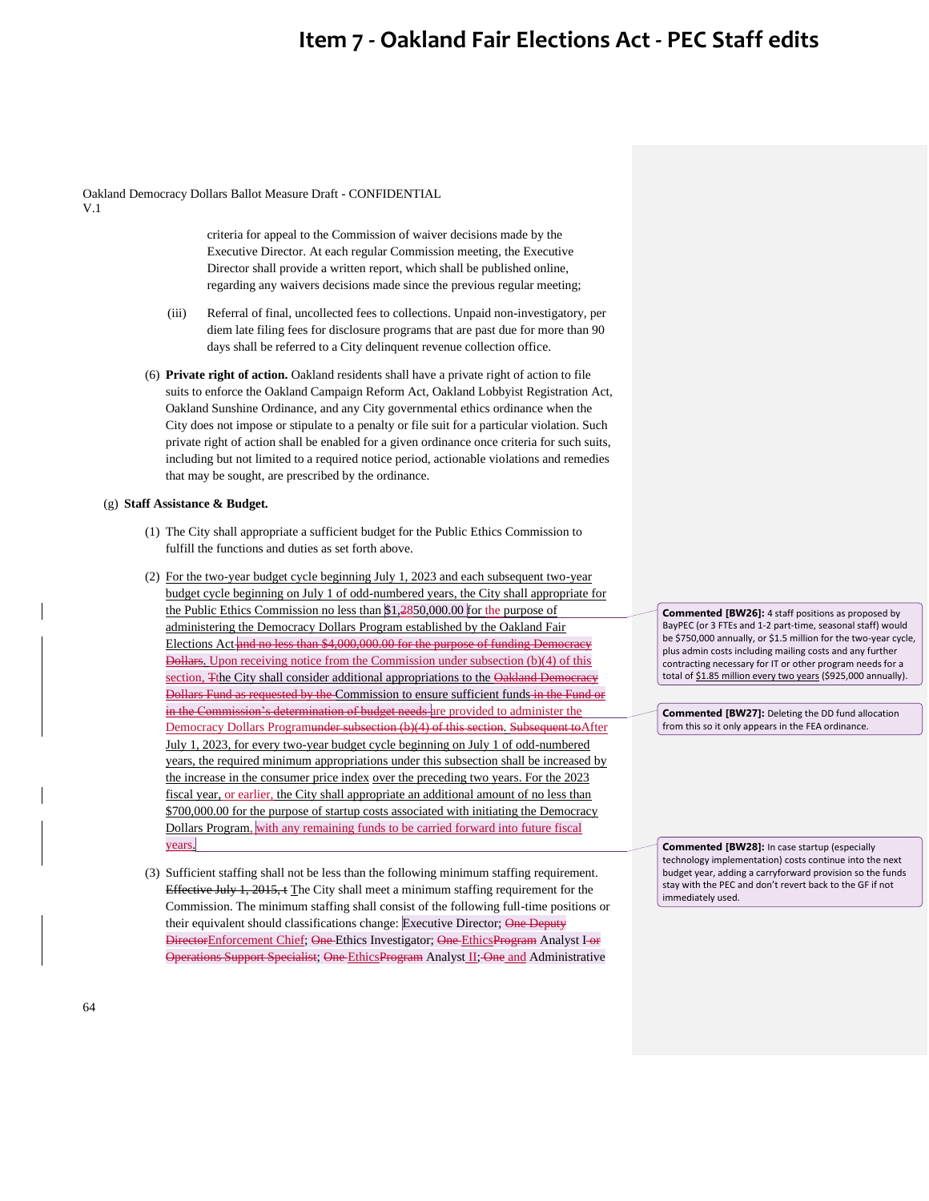# Item 7 - Oakland Fair Elections Act - PEC Staff edits

Oakland Democracy Dollars Ballot Measure Draft - CONFIDENTIAL
V.1

criteria for appeal to the Commission of waiver decisions made by the Executive Director. At each regular Commission meeting, the Executive Director shall provide a written report, which shall be published online, regarding any waivers decisions made since the previous regular meeting;

(iii) Referral of final, uncollected fees to collections. Unpaid non-investigatory, per diem late filing fees for disclosure programs that are past due for more than 90 days shall be referred to a City delinquent revenue collection office.

(6) **Private right of action.** Oakland residents shall have a private right of action to file suits to enforce the Oakland Campaign Reform Act, Oakland Lobbyist Registration Act, Oakland Sunshine Ordinance, and any City governmental ethics ordinance when the City does not impose or stipulate to a penalty or file suit for a particular violation. Such private right of action shall be enabled for a given ordinance once criteria for such suits, including but not limited to a required notice period, actionable violations and remedies that may be sought, are prescribed by the ordinance.

(g) **Staff Assistance & Budget.**

(1) The City shall appropriate a sufficient budget for the Public Ethics Commission to fulfill the functions and duties as set forth above.

(2) For the two-year budget cycle beginning July 1, 2023 and each subsequent two-year budget cycle beginning on July 1 of odd-numbered years, the City shall appropriate for the Public Ethics Commission no less than $1,~~2~~850,000.00 for the purpose of administering the Democracy Dollars Program established by the Oakland Fair Elections Act ~~and no less than $4,000,000.00 for the purpose of funding Democracy Dollars~~. Upon receiving notice from the Commission under subsection (b)(4) of this section, ~~T~~the City shall consider additional appropriations to the ~~Oakland Democracy Dollars Fund as requested by the~~ Commission to ensure sufficient funds ~~in the Fund or in the Commission's determination of budget needs~~ are provided to administer the Democracy Dollars Program~~under subsection (b)(4) of this section~~. ~~Subsequent to~~After July 1, 2023, for every two-year budget cycle beginning on July 1 of odd-numbered years, the required minimum appropriations under this subsection shall be increased by the increase in the consumer price index over the preceding two years. For the 2023 fiscal year, or earlier, the City shall appropriate an additional amount of no less than $700,000.00 for the purpose of startup costs associated with initiating the Democracy Dollars Program, with any remaining funds to be carried forward into future fiscal years.

(3) Sufficient staffing shall not be less than the following minimum staffing requirement. ~~Effective July 1, 2015, t~~ The City shall meet a minimum staffing requirement for the Commission. The minimum staffing shall consist of the following full-time positions or their equivalent should classifications change: Executive Director; ~~One Deputy Director~~Enforcement Chief; ~~One~~ Ethics Investigator; ~~One~~ Ethics~~Program~~ Analyst I ~~or Operations Support Specialist~~; ~~One~~ Ethics~~Program~~ Analyst II; ~~One~~ and Administrative

**Commented [BW26]:** 4 staff positions as proposed by BayPEC (or 3 FTEs and 1-2 part-time, seasonal staff) would be $750,000 annually, or $1.5 million for the two-year cycle, plus admin costs including mailing costs and any further contracting necessary for IT or other program needs for a total of $1.85 million every two years ($925,000 annually).

**Commented [BW27]:** Deleting the DD fund allocation from this so it only appears in the FEA ordinance.

**Commented [BW28]:** In case startup (especially technology implementation) costs continue into the next budget year, adding a carryforward provision so the funds stay with the PEC and don't revert back to the GF if not immediately used.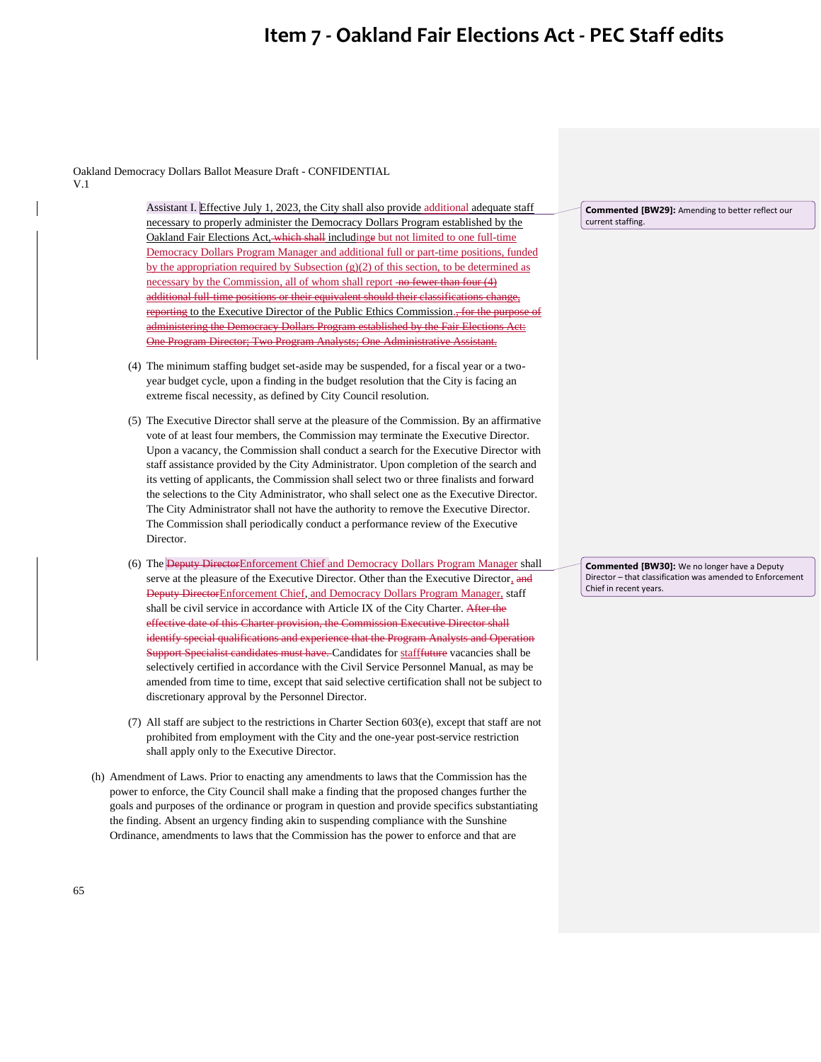# Item 7 - Oakland Fair Elections Act - PEC Staff edits

Oakland Democracy Dollars Ballot Measure Draft - CONFIDENTIAL
V.1

Assistant I. Effective July 1, 2023, the City shall also provide additional adequate staff necessary to properly administer the Democracy Dollars Program established by the Oakland Fair Elections Act, ~~which shall~~ includinge but not limited to one full-time Democracy Dollars Program Manager and additional full or part-time positions, funded by the appropriation required by Subsection (g)(2) of this section, to be determined as necessary by the Commission, all of whom shall report ~~no fewer than four (4) additional full-time positions or their equivalent should their classifications change, reporting~~ to the Executive Director of the Public Ethics Commission.~~, for the purpose of administering the Democracy Dollars Program established by the Fair Elections Act: One Program Director; Two Program Analysts; One Administrative Assistant.~~

> **Commented [BW29]:** Amending to better reflect our current staffing.

(4) The minimum staffing budget set-aside may be suspended, for a fiscal year or a two-year budget cycle, upon a finding in the budget resolution that the City is facing an extreme fiscal necessity, as defined by City Council resolution.

(5) The Executive Director shall serve at the pleasure of the Commission. By an affirmative vote of at least four members, the Commission may terminate the Executive Director. Upon a vacancy, the Commission shall conduct a search for the Executive Director with staff assistance provided by the City Administrator. Upon completion of the search and its vetting of applicants, the Commission shall select two or three finalists and forward the selections to the City Administrator, who shall select one as the Executive Director. The City Administrator shall not have the authority to remove the Executive Director. The Commission shall periodically conduct a performance review of the Executive Director.

(6) The ~~Deputy Director~~Enforcement Chief and Democracy Dollars Program Manager shall serve at the pleasure of the Executive Director. Other than the Executive Director, ~~and Deputy Director~~Enforcement Chief, and Democracy Dollars Program Manager, staff shall be civil service in accordance with Article IX of the City Charter. ~~After the effective date of this Charter provision, the Commission Executive Director shall identify special qualifications and experience that the Program Analysts and Operation Support Specialist candidates must have.~~ Candidates for staff~~future~~ vacancies shall be selectively certified in accordance with the Civil Service Personnel Manual, as may be amended from time to time, except that said selective certification shall not be subject to discretionary approval by the Personnel Director.

> **Commented [BW30]:** We no longer have a Deputy Director – that classification was amended to Enforcement Chief in recent years.

(7) All staff are subject to the restrictions in Charter Section 603(e), except that staff are not prohibited from employment with the City and the one-year post-service restriction shall apply only to the Executive Director.

(h) Amendment of Laws. Prior to enacting any amendments to laws that the Commission has the power to enforce, the City Council shall make a finding that the proposed changes further the goals and purposes of the ordinance or program in question and provide specifics substantiating the finding. Absent an urgency finding akin to suspending compliance with the Sunshine Ordinance, amendments to laws that the Commission has the power to enforce and that are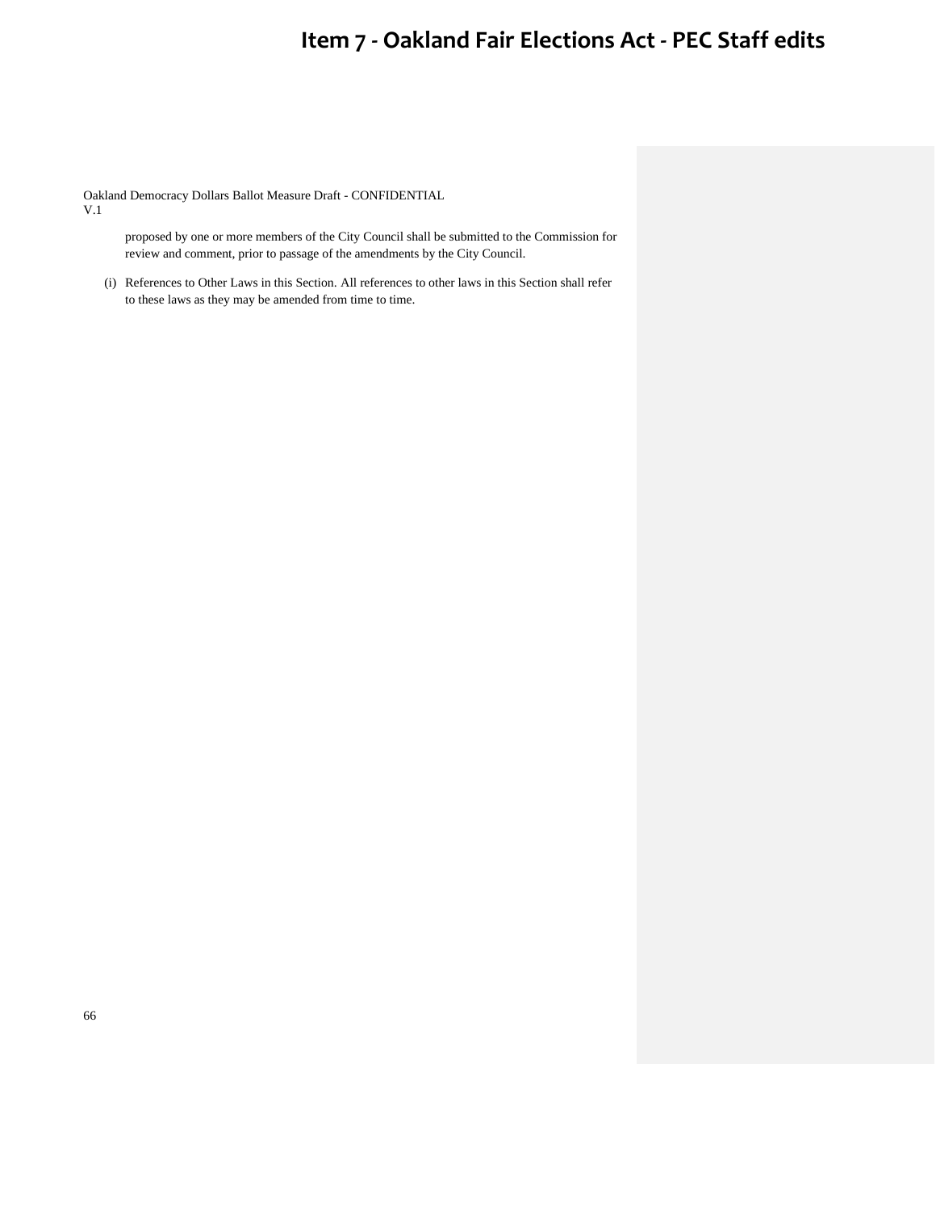proposed by one or more members of the City Council shall be submitted to the Commission for review and comment, prior to passage of the amendments by the City Council.

(i) References to Other Laws in this Section. All references to other laws in this Section shall refer to these laws as they may be amended from time to time.